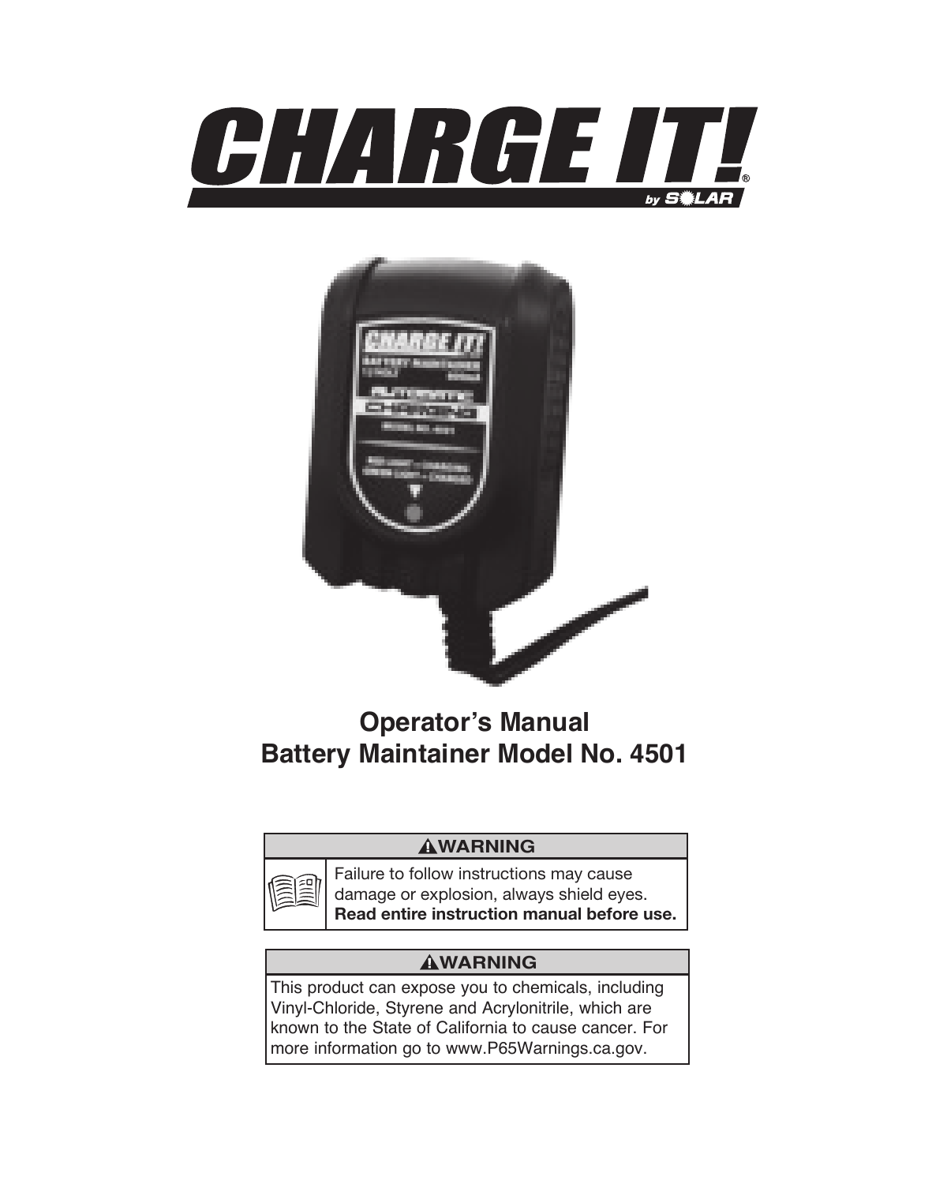# CHARGE IT!® by SOLAR

## Operator's Manual
## Battery Maintainer Model No. 4501

**⚠WARNING**

Failure to follow instructions may cause damage or explosion, always shield eyes. **Read entire instruction manual before use.**

**⚠WARNING**

This product can expose you to chemicals, including Vinyl-Chloride, Styrene and Acrylonitrile, which are known to the State of California to cause cancer. For more information go to www.P65Warnings.ca.gov.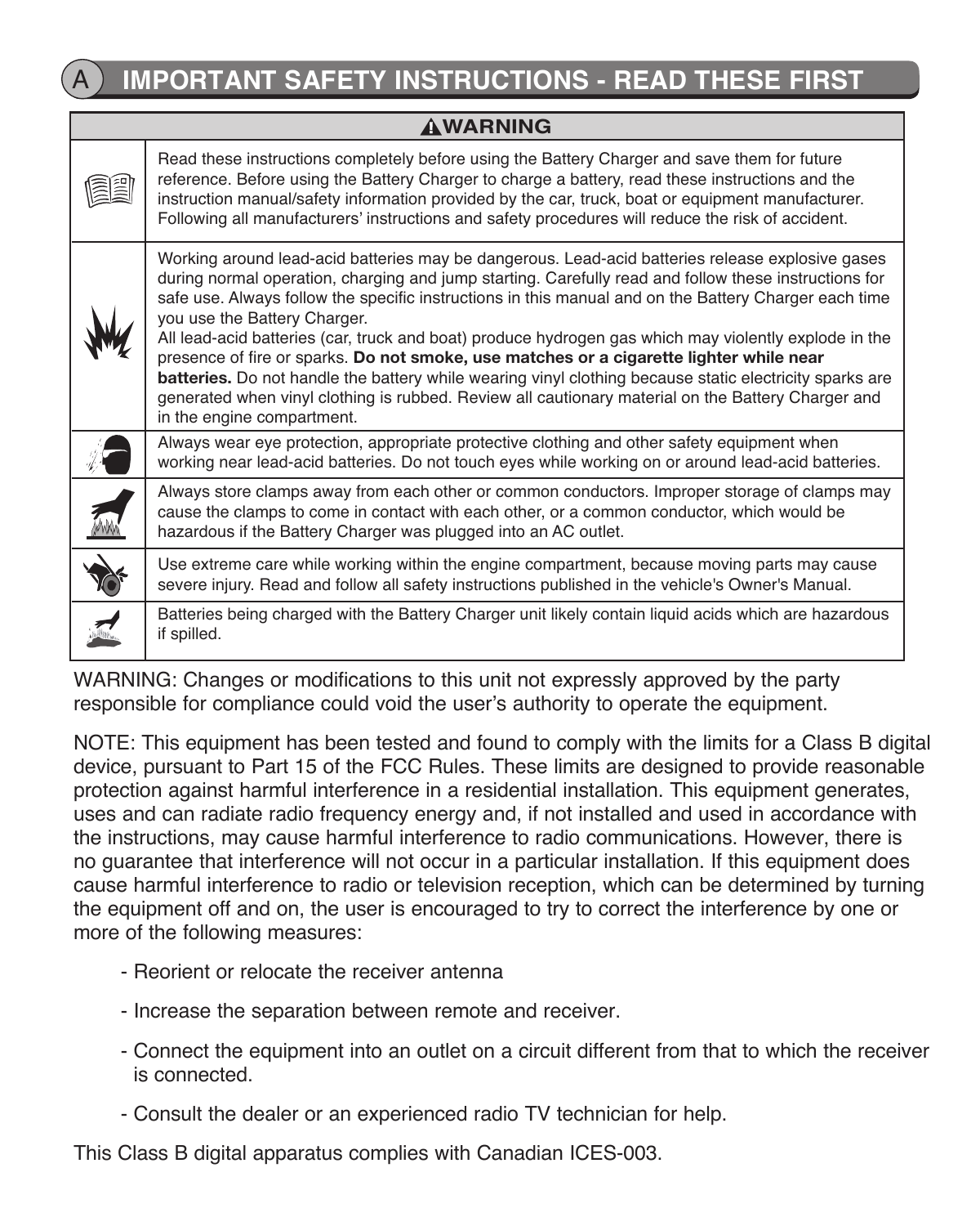# A IMPORTANT SAFETY INSTRUCTIONS - READ THESE FIRST

| ⚠WARNING | |
|---|---|
| | Read these instructions completely before using the Battery Charger and save them for future reference. Before using the Battery Charger to charge a battery, read these instructions and the instruction manual/safety information provided by the car, truck, boat or equipment manufacturer. Following all manufacturers' instructions and safety procedures will reduce the risk of accident. |
| | Working around lead-acid batteries may be dangerous. Lead-acid batteries release explosive gases during normal operation, charging and jump starting. Carefully read and follow these instructions for safe use. Always follow the specific instructions in this manual and on the Battery Charger each time you use the Battery Charger. All lead-acid batteries (car, truck and boat) produce hydrogen gas which may violently explode in the presence of fire or sparks. **Do not smoke, use matches or a cigarette lighter while near batteries.** Do not handle the battery while wearing vinyl clothing because static electricity sparks are generated when vinyl clothing is rubbed. Review all cautionary material on the Battery Charger and in the engine compartment. |
| | Always wear eye protection, appropriate protective clothing and other safety equipment when working near lead-acid batteries. Do not touch eyes while working on or around lead-acid batteries. |
| | Always store clamps away from each other or common conductors. Improper storage of clamps may cause the clamps to come in contact with each other, or a common conductor, which would be hazardous if the Battery Charger was plugged into an AC outlet. |
| | Use extreme care while working within the engine compartment, because moving parts may cause severe injury. Read and follow all safety instructions published in the vehicle's Owner's Manual. |
| | Batteries being charged with the Battery Charger unit likely contain liquid acids which are hazardous if spilled. |

WARNING: Changes or modifications to this unit not expressly approved by the party responsible for compliance could void the user's authority to operate the equipment.

NOTE: This equipment has been tested and found to comply with the limits for a Class B digital device, pursuant to Part 15 of the FCC Rules. These limits are designed to provide reasonable protection against harmful interference in a residential installation. This equipment generates, uses and can radiate radio frequency energy and, if not installed and used in accordance with the instructions, may cause harmful interference to radio communications. However, there is no guarantee that interference will not occur in a particular installation. If this equipment does cause harmful interference to radio or television reception, which can be determined by turning the equipment off and on, the user is encouraged to try to correct the interference by one or more of the following measures:

- Reorient or relocate the receiver antenna
- Increase the separation between remote and receiver.
- Connect the equipment into an outlet on a circuit different from that to which the receiver is connected.
- Consult the dealer or an experienced radio TV technician for help.

This Class B digital apparatus complies with Canadian ICES-003.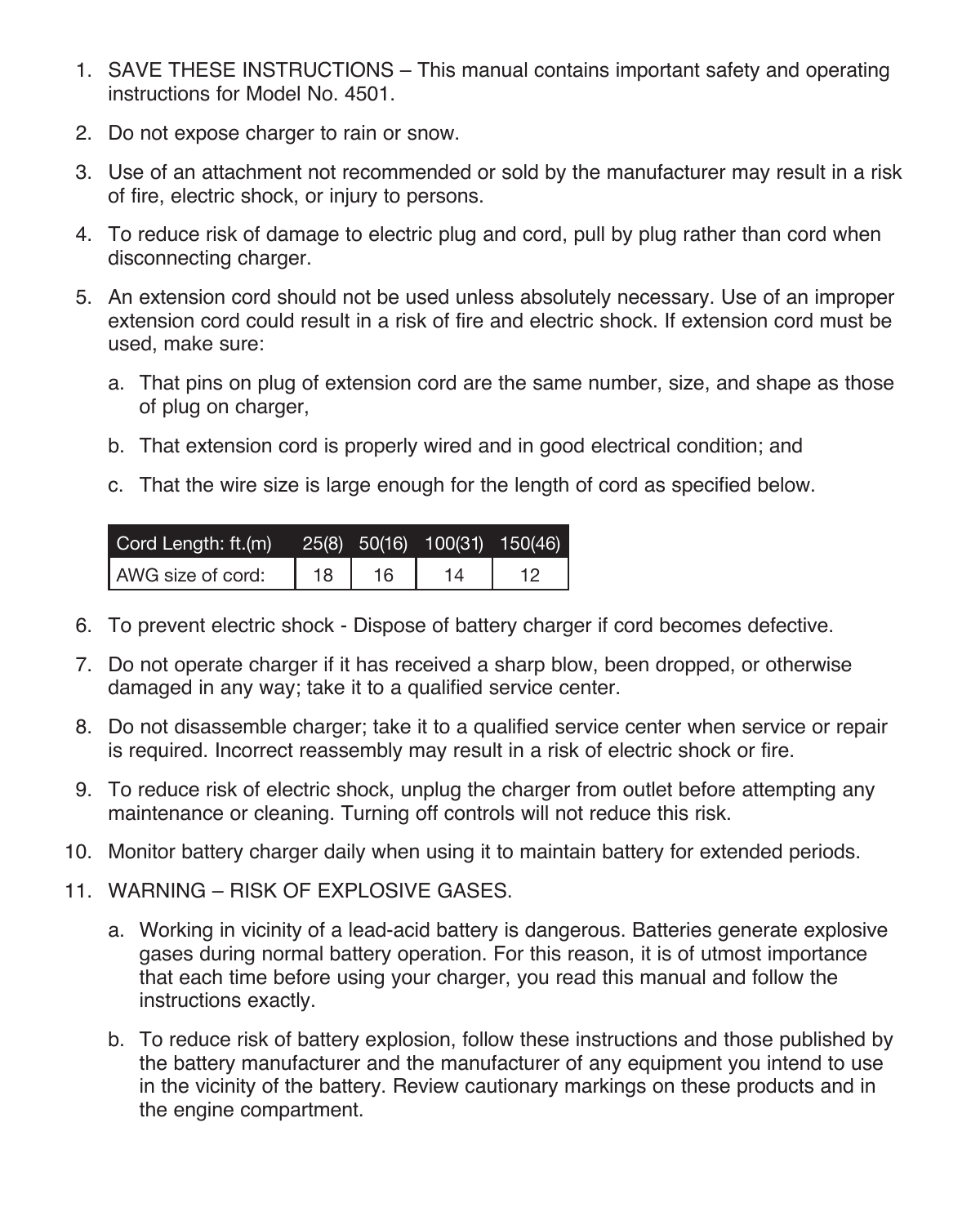1. SAVE THESE INSTRUCTIONS – This manual contains important safety and operating instructions for Model No. 4501.
2. Do not expose charger to rain or snow.
3. Use of an attachment not recommended or sold by the manufacturer may result in a risk of fire, electric shock, or injury to persons.
4. To reduce risk of damage to electric plug and cord, pull by plug rather than cord when disconnecting charger.
5. An extension cord should not be used unless absolutely necessary. Use of an improper extension cord could result in a risk of fire and electric shock. If extension cord must be used, make sure:
   a. That pins on plug of extension cord are the same number, size, and shape as those of plug on charger,
   b. That extension cord is properly wired and in good electrical condition; and
   c. That the wire size is large enough for the length of cord as specified below.

| Cord Length: ft.(m) | 25(8) | 50(16) | 100(31) | 150(46) |
|---|---|---|---|---|
| AWG size of cord: | 18 | 16 | 14 | 12 |

6. To prevent electric shock - Dispose of battery charger if cord becomes defective.
7. Do not operate charger if it has received a sharp blow, been dropped, or otherwise damaged in any way; take it to a qualified service center.
8. Do not disassemble charger; take it to a qualified service center when service or repair is required. Incorrect reassembly may result in a risk of electric shock or fire.
9. To reduce risk of electric shock, unplug the charger from outlet before attempting any maintenance or cleaning. Turning off controls will not reduce this risk.
10. Monitor battery charger daily when using it to maintain battery for extended periods.
11. WARNING – RISK OF EXPLOSIVE GASES.
    a. Working in vicinity of a lead-acid battery is dangerous. Batteries generate explosive gases during normal battery operation. For this reason, it is of utmost importance that each time before using your charger, you read this manual and follow the instructions exactly.
    b. To reduce risk of battery explosion, follow these instructions and those published by the battery manufacturer and the manufacturer of any equipment you intend to use in the vicinity of the battery. Review cautionary markings on these products and in the engine compartment.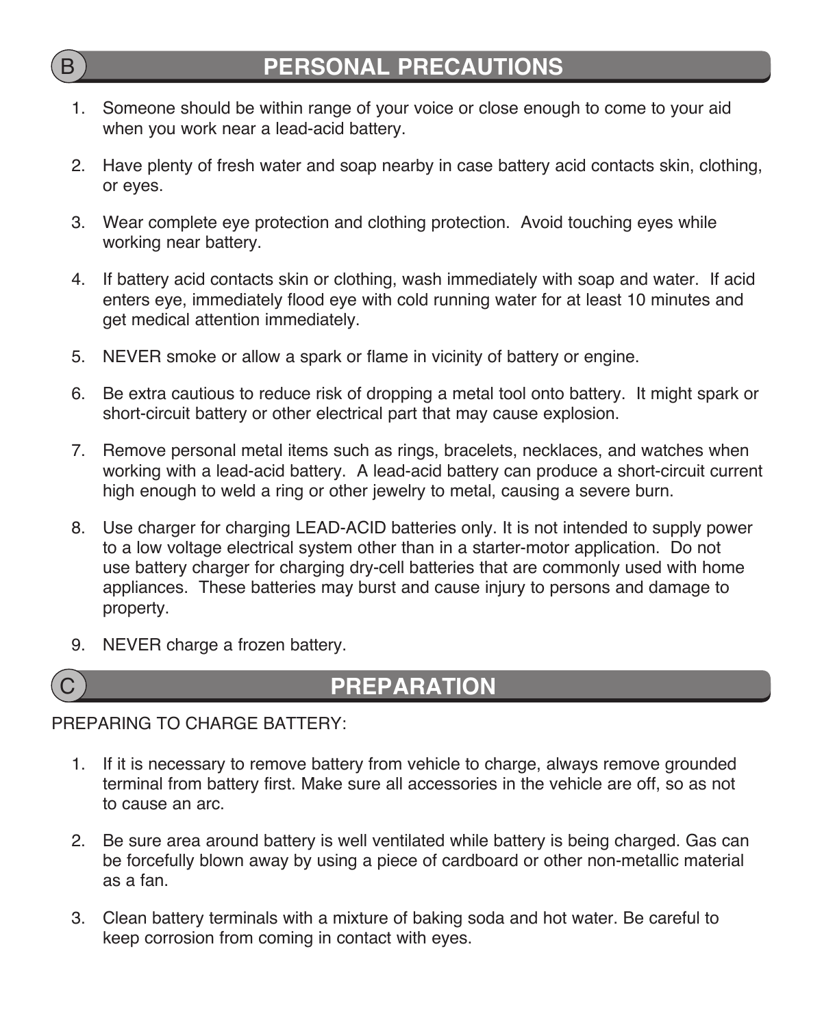## B PERSONAL PRECAUTIONS

1. Someone should be within range of your voice or close enough to come to your aid when you work near a lead-acid battery.
2. Have plenty of fresh water and soap nearby in case battery acid contacts skin, clothing, or eyes.
3. Wear complete eye protection and clothing protection. Avoid touching eyes while working near battery.
4. If battery acid contacts skin or clothing, wash immediately with soap and water. If acid enters eye, immediately flood eye with cold running water for at least 10 minutes and get medical attention immediately.
5. NEVER smoke or allow a spark or flame in vicinity of battery or engine.
6. Be extra cautious to reduce risk of dropping a metal tool onto battery. It might spark or short-circuit battery or other electrical part that may cause explosion.
7. Remove personal metal items such as rings, bracelets, necklaces, and watches when working with a lead-acid battery. A lead-acid battery can produce a short-circuit current high enough to weld a ring or other jewelry to metal, causing a severe burn.
8. Use charger for charging LEAD-ACID batteries only. It is not intended to supply power to a low voltage electrical system other than in a starter-motor application. Do not use battery charger for charging dry-cell batteries that are commonly used with home appliances. These batteries may burst and cause injury to persons and damage to property.
9. NEVER charge a frozen battery.

## C PREPARATION

PREPARING TO CHARGE BATTERY:

1. If it is necessary to remove battery from vehicle to charge, always remove grounded terminal from battery first. Make sure all accessories in the vehicle are off, so as not to cause an arc.
2. Be sure area around battery is well ventilated while battery is being charged. Gas can be forcefully blown away by using a piece of cardboard or other non-metallic material as a fan.
3. Clean battery terminals with a mixture of baking soda and hot water. Be careful to keep corrosion from coming in contact with eyes.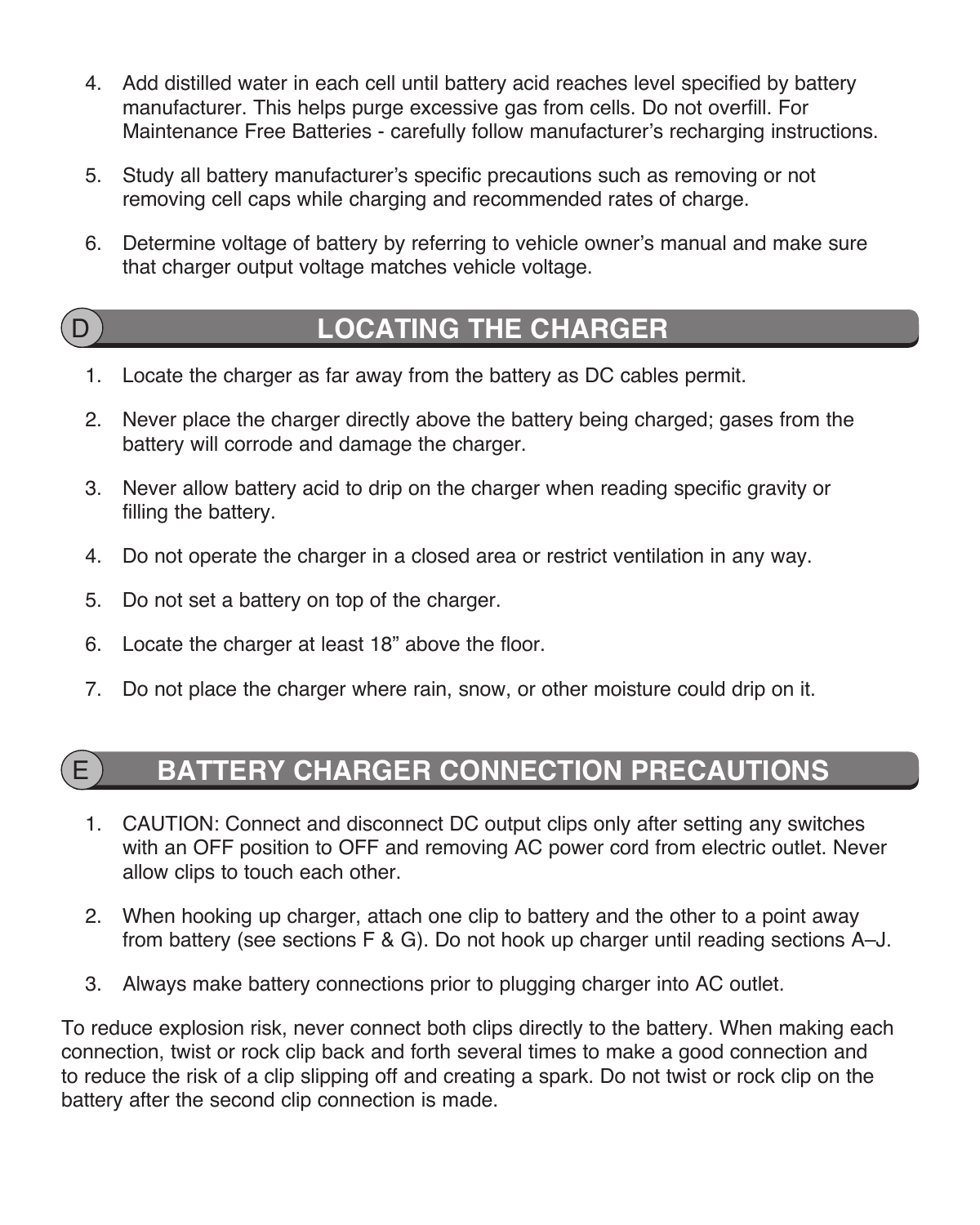4. Add distilled water in each cell until battery acid reaches level specified by battery manufacturer. This helps purge excessive gas from cells. Do not overfill. For Maintenance Free Batteries - carefully follow manufacturer's recharging instructions.

5. Study all battery manufacturer's specific precautions such as removing or not removing cell caps while charging and recommended rates of charge.

6. Determine voltage of battery by referring to vehicle owner's manual and make sure that charger output voltage matches vehicle voltage.

## D LOCATING THE CHARGER

1. Locate the charger as far away from the battery as DC cables permit.

2. Never place the charger directly above the battery being charged; gases from the battery will corrode and damage the charger.

3. Never allow battery acid to drip on the charger when reading specific gravity or filling the battery.

4. Do not operate the charger in a closed area or restrict ventilation in any way.

5. Do not set a battery on top of the charger.

6. Locate the charger at least 18" above the floor.

7. Do not place the charger where rain, snow, or other moisture could drip on it.

## E BATTERY CHARGER CONNECTION PRECAUTIONS

1. CAUTION: Connect and disconnect DC output clips only after setting any switches with an OFF position to OFF and removing AC power cord from electric outlet. Never allow clips to touch each other.

2. When hooking up charger, attach one clip to battery and the other to a point away from battery (see sections F & G). Do not hook up charger until reading sections A–J.

3. Always make battery connections prior to plugging charger into AC outlet.

To reduce explosion risk, never connect both clips directly to the battery. When making each connection, twist or rock clip back and forth several times to make a good connection and to reduce the risk of a clip slipping off and creating a spark. Do not twist or rock clip on the battery after the second clip connection is made.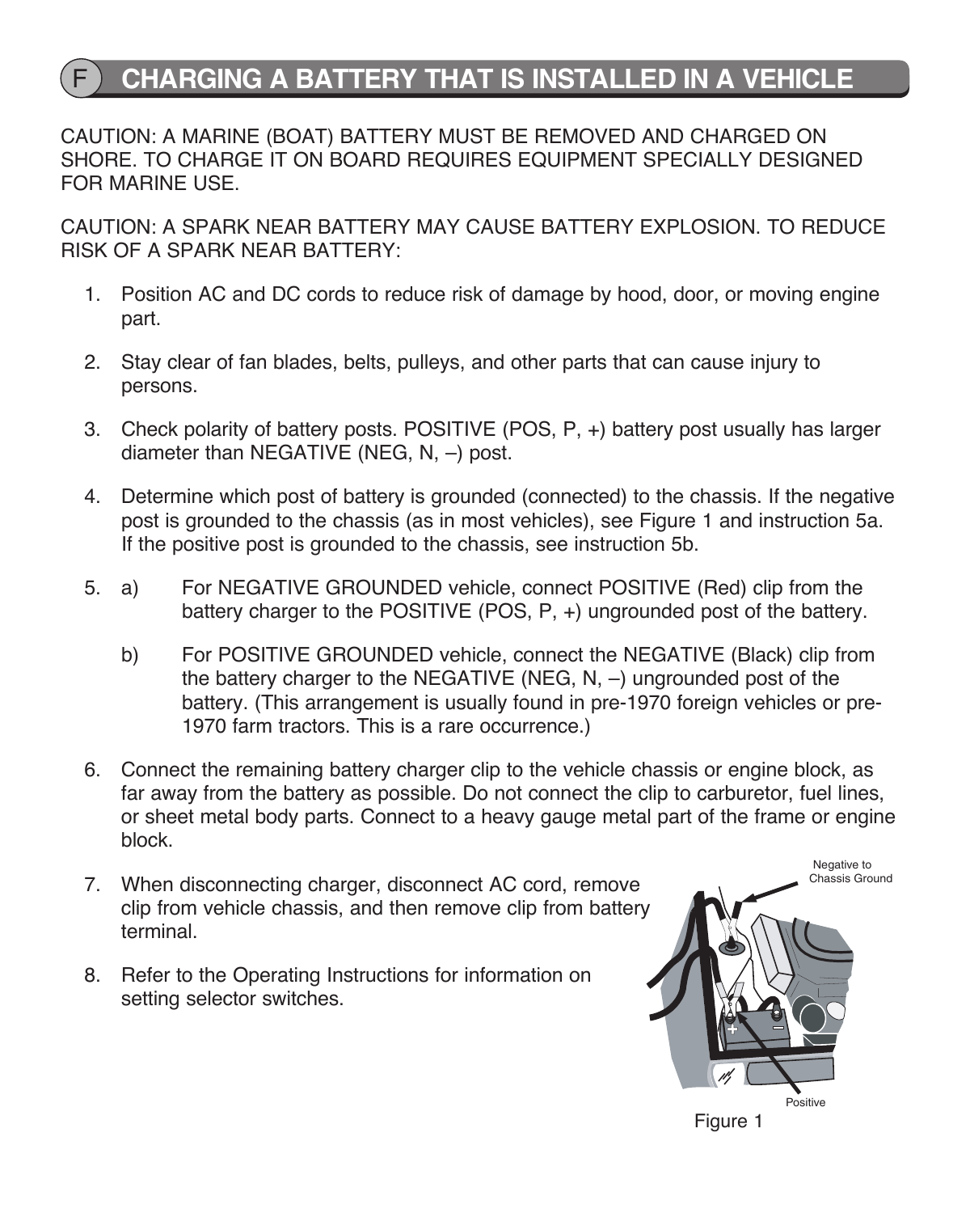# F CHARGING A BATTERY THAT IS INSTALLED IN A VEHICLE

CAUTION: A MARINE (BOAT) BATTERY MUST BE REMOVED AND CHARGED ON SHORE. TO CHARGE IT ON BOARD REQUIRES EQUIPMENT SPECIALLY DESIGNED FOR MARINE USE.

CAUTION: A SPARK NEAR BATTERY MAY CAUSE BATTERY EXPLOSION. TO REDUCE RISK OF A SPARK NEAR BATTERY:

1. Position AC and DC cords to reduce risk of damage by hood, door, or moving engine part.
2. Stay clear of fan blades, belts, pulleys, and other parts that can cause injury to persons.
3. Check polarity of battery posts. POSITIVE (POS, P, +) battery post usually has larger diameter than NEGATIVE (NEG, N, –) post.
4. Determine which post of battery is grounded (connected) to the chassis. If the negative post is grounded to the chassis (as in most vehicles), see Figure 1 and instruction 5a. If the positive post is grounded to the chassis, see instruction 5b.
5. a) For NEGATIVE GROUNDED vehicle, connect POSITIVE (Red) clip from the battery charger to the POSITIVE (POS, P, +) ungrounded post of the battery.

   b) For POSITIVE GROUNDED vehicle, connect the NEGATIVE (Black) clip from the battery charger to the NEGATIVE (NEG, N, –) ungrounded post of the battery. (This arrangement is usually found in pre-1970 foreign vehicles or pre-1970 farm tractors. This is a rare occurrence.)
6. Connect the remaining battery charger clip to the vehicle chassis or engine block, as far away from the battery as possible. Do not connect the clip to carburetor, fuel lines, or sheet metal body parts. Connect to a heavy gauge metal part of the frame or engine block.
7. When disconnecting charger, disconnect AC cord, remove clip from vehicle chassis, and then remove clip from battery terminal.
8. Refer to the Operating Instructions for information on setting selector switches.

Negative to Chassis Ground

Positive

Figure 1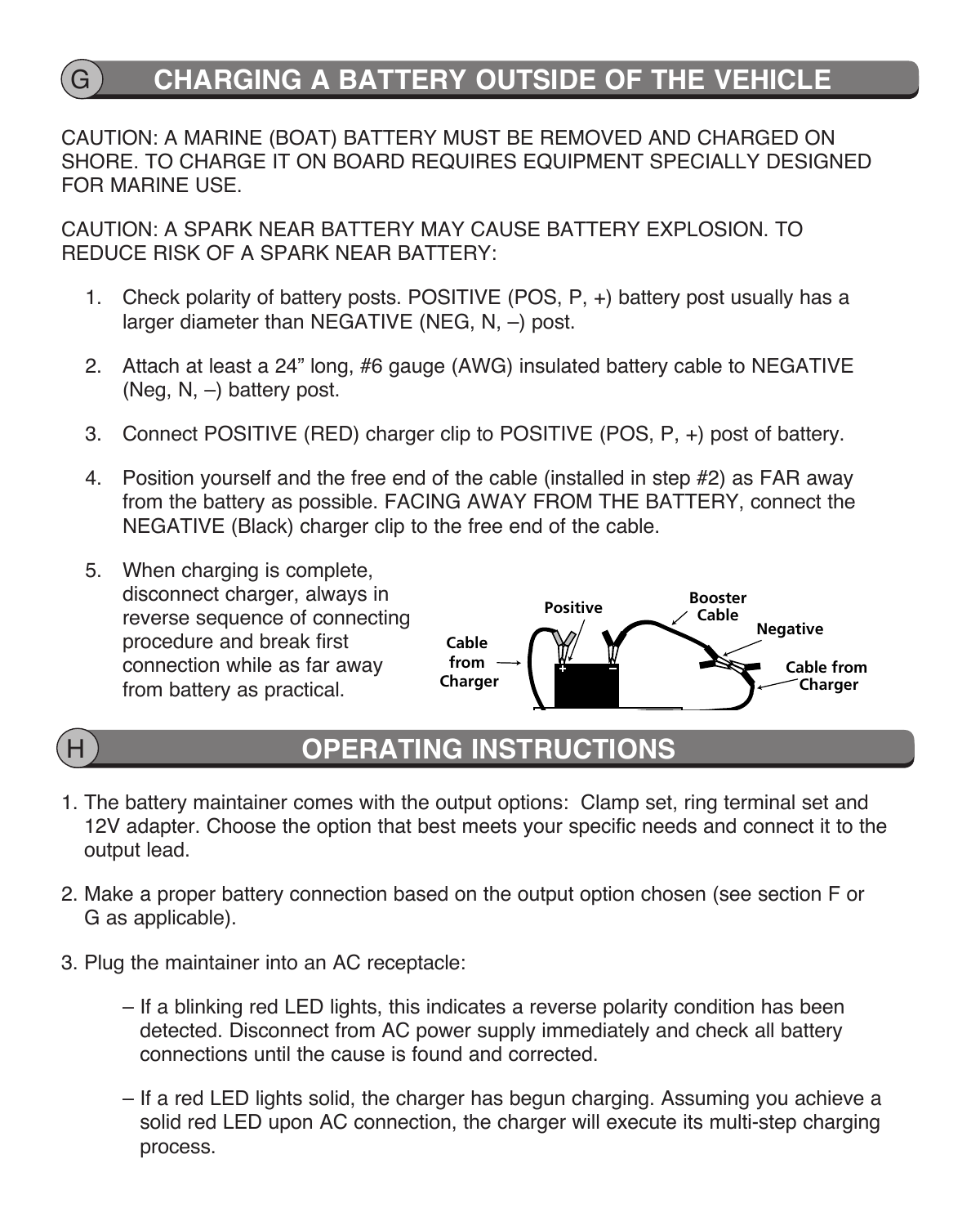## G CHARGING A BATTERY OUTSIDE OF THE VEHICLE

CAUTION: A MARINE (BOAT) BATTERY MUST BE REMOVED AND CHARGED ON SHORE. TO CHARGE IT ON BOARD REQUIRES EQUIPMENT SPECIALLY DESIGNED FOR MARINE USE.

CAUTION: A SPARK NEAR BATTERY MAY CAUSE BATTERY EXPLOSION. TO REDUCE RISK OF A SPARK NEAR BATTERY:

1. Check polarity of battery posts. POSITIVE (POS, P, +) battery post usually has a larger diameter than NEGATIVE (NEG, N, –) post.
2. Attach at least a 24” long, #6 gauge (AWG) insulated battery cable to NEGATIVE (Neg, N, –) battery post.
3. Connect POSITIVE (RED) charger clip to POSITIVE (POS, P, +) post of battery.
4. Position yourself and the free end of the cable (installed in step #2) as FAR away from the battery as possible. FACING AWAY FROM THE BATTERY, connect the NEGATIVE (Black) charger clip to the free end of the cable.
5. When charging is complete, disconnect charger, always in reverse sequence of connecting procedure and break first connection while as far away from battery as practical.

Positive
Booster Cable
Negative
Cable from Charger
Cable from Charger

## H OPERATING INSTRUCTIONS

1. The battery maintainer comes with the output options: Clamp set, ring terminal set and 12V adapter. Choose the option that best meets your specific needs and connect it to the output lead.
2. Make a proper battery connection based on the output option chosen (see section F or G as applicable).
3. Plug the maintainer into an AC receptacle:
   - If a blinking red LED lights, this indicates a reverse polarity condition has been detected. Disconnect from AC power supply immediately and check all battery connections until the cause is found and corrected.
   - If a red LED lights solid, the charger has begun charging. Assuming you achieve a solid red LED upon AC connection, the charger will execute its multi-step charging process.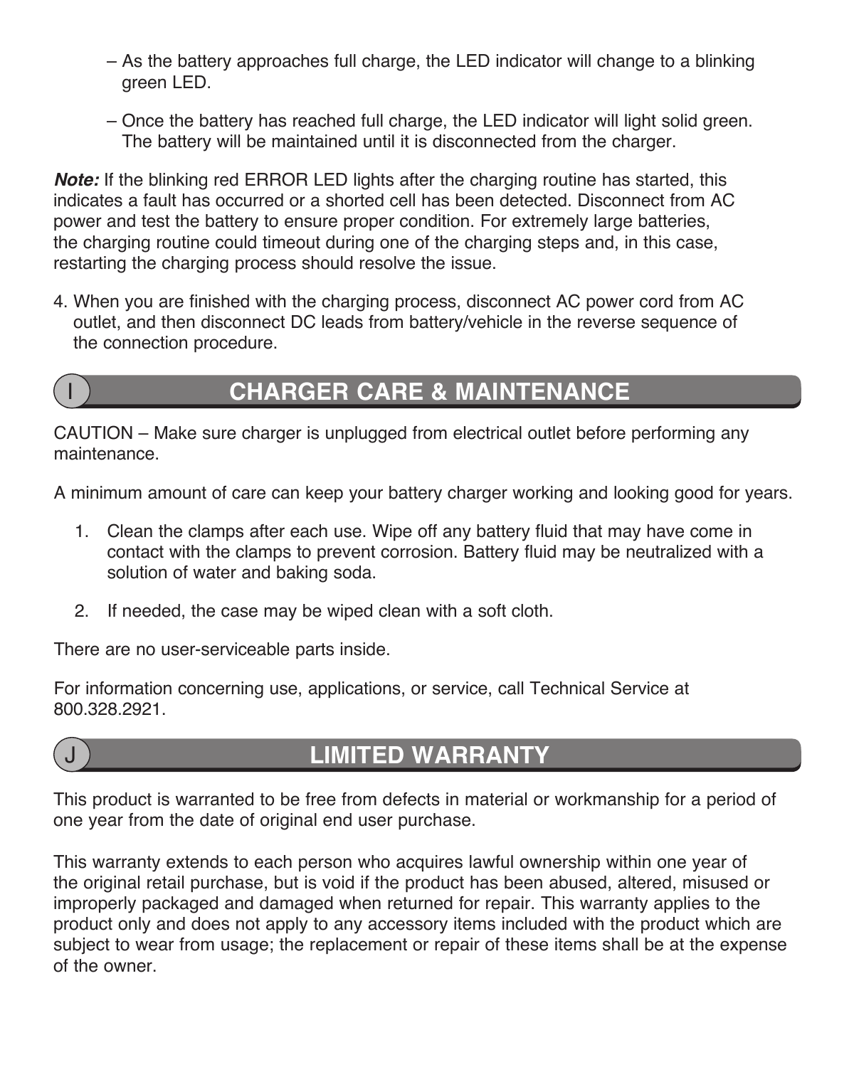– As the battery approaches full charge, the LED indicator will change to a blinking green LED.

– Once the battery has reached full charge, the LED indicator will light solid green. The battery will be maintained until it is disconnected from the charger.

***Note:*** If the blinking red ERROR LED lights after the charging routine has started, this indicates a fault has occurred or a shorted cell has been detected. Disconnect from AC power and test the battery to ensure proper condition. For extremely large batteries, the charging routine could timeout during one of the charging steps and, in this case, restarting the charging process should resolve the issue.

4. When you are finished with the charging process, disconnect AC power cord from AC outlet, and then disconnect DC leads from battery/vehicle in the reverse sequence of the connection procedure.

## I CHARGER CARE & MAINTENANCE

CAUTION – Make sure charger is unplugged from electrical outlet before performing any maintenance.

A minimum amount of care can keep your battery charger working and looking good for years.

1. Clean the clamps after each use. Wipe off any battery fluid that may have come in contact with the clamps to prevent corrosion. Battery fluid may be neutralized with a solution of water and baking soda.

2. If needed, the case may be wiped clean with a soft cloth.

There are no user-serviceable parts inside.

For information concerning use, applications, or service, call Technical Service at 800.328.2921.

## J LIMITED WARRANTY

This product is warranted to be free from defects in material or workmanship for a period of one year from the date of original end user purchase.

This warranty extends to each person who acquires lawful ownership within one year of the original retail purchase, but is void if the product has been abused, altered, misused or improperly packaged and damaged when returned for repair. This warranty applies to the product only and does not apply to any accessory items included with the product which are subject to wear from usage; the replacement or repair of these items shall be at the expense of the owner.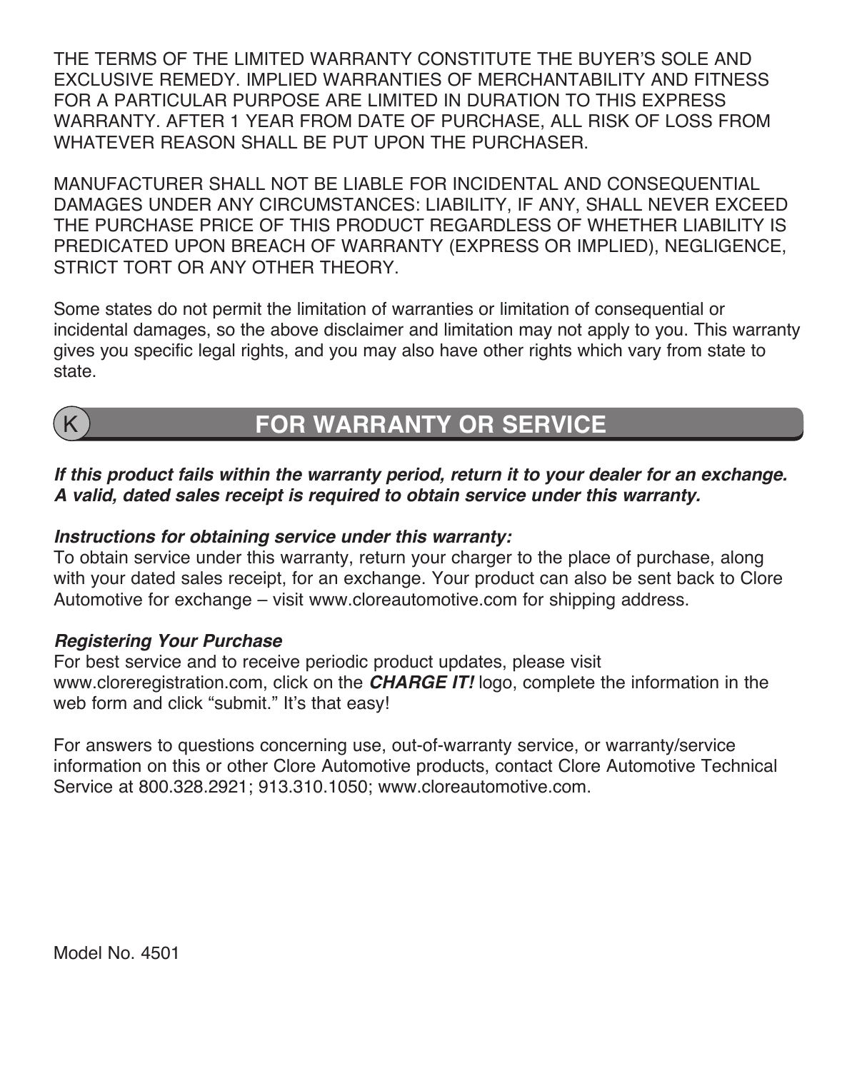THE TERMS OF THE LIMITED WARRANTY CONSTITUTE THE BUYER'S SOLE AND EXCLUSIVE REMEDY. IMPLIED WARRANTIES OF MERCHANTABILITY AND FITNESS FOR A PARTICULAR PURPOSE ARE LIMITED IN DURATION TO THIS EXPRESS WARRANTY. AFTER 1 YEAR FROM DATE OF PURCHASE, ALL RISK OF LOSS FROM WHATEVER REASON SHALL BE PUT UPON THE PURCHASER.

MANUFACTURER SHALL NOT BE LIABLE FOR INCIDENTAL AND CONSEQUENTIAL DAMAGES UNDER ANY CIRCUMSTANCES: LIABILITY, IF ANY, SHALL NEVER EXCEED THE PURCHASE PRICE OF THIS PRODUCT REGARDLESS OF WHETHER LIABILITY IS PREDICATED UPON BREACH OF WARRANTY (EXPRESS OR IMPLIED), NEGLIGENCE, STRICT TORT OR ANY OTHER THEORY.

Some states do not permit the limitation of warranties or limitation of consequential or incidental damages, so the above disclaimer and limitation may not apply to you. This warranty gives you specific legal rights, and you may also have other rights which vary from state to state.

## K FOR WARRANTY OR SERVICE

***If this product fails within the warranty period, return it to your dealer for an exchange. A valid, dated sales receipt is required to obtain service under this warranty.***

***Instructions for obtaining service under this warranty:***
To obtain service under this warranty, return your charger to the place of purchase, along with your dated sales receipt, for an exchange. Your product can also be sent back to Clore Automotive for exchange – visit www.cloreautomotive.com for shipping address.

***Registering Your Purchase***
For best service and to receive periodic product updates, please visit www.cloreregistration.com, click on the ***CHARGE IT!*** logo, complete the information in the web form and click "submit." It's that easy!

For answers to questions concerning use, out-of-warranty service, or warranty/service information on this or other Clore Automotive products, contact Clore Automotive Technical Service at 800.328.2921; 913.310.1050; www.cloreautomotive.com.

Model No. 4501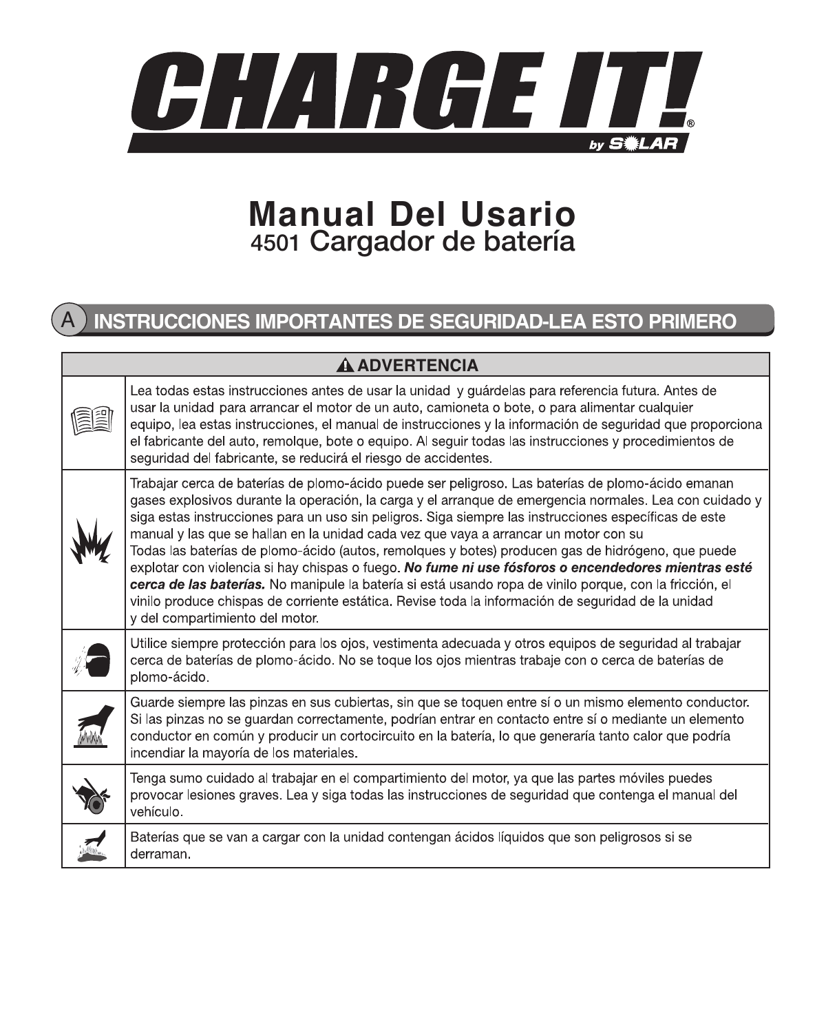# CHARGE IT! by SOLAR

# Manual Del Usario

## 4501 Cargador de batería

## A INSTRUCCIONES IMPORTANTES DE SEGURIDAD-LEA ESTO PRIMERO

| ⚠ ADVERTENCIA | |
|---|---|
| | Lea todas estas instrucciones antes de usar la unidad y guárdelas para referencia futura. Antes de usar la unidad para arrancar el motor de un auto, camioneta o bote, o para alimentar cualquier equipo, lea estas instrucciones, el manual de instrucciones y la información de seguridad que proporciona el fabricante del auto, remolque, bote o equipo. Al seguir todas las instrucciones y procedimientos de seguridad del fabricante, se reducirá el riesgo de accidentes. |
| | Trabajar cerca de baterías de plomo-ácido puede ser peligroso. Las baterías de plomo-ácido emanan gases explosivos durante la operación, la carga y el arranque de emergencia normales. Lea con cuidado y siga estas instrucciones para un uso sin peligros. Siga siempre las instrucciones específicas de este manual y las que se hallan en la unidad cada vez que vaya a arrancar un motor con su Todas las baterías de plomo-ácido (autos, remolques y botes) producen gas de hidrógeno, que puede explotar con violencia si hay chispas o fuego. ***No fume ni use fósforos o encendedores mientras esté cerca de las baterías.*** No manipule la batería si está usando ropa de vinilo porque, con la fricción, el vinilo produce chispas de corriente estática. Revise toda la información de seguridad de la unidad y del compartimiento del motor. |
| | Utilice siempre protección para los ojos, vestimenta adecuada y otros equipos de seguridad al trabajar cerca de baterías de plomo-ácido. No se toque los ojos mientras trabaje con o cerca de baterías de plomo-ácido. |
| | Guarde siempre las pinzas en sus cubiertas, sin que se toquen entre sí o un mismo elemento conductor. Si las pinzas no se guardan correctamente, podrían entrar en contacto entre sí o mediante un elemento conductor en común y producir un cortocircuito en la batería, lo que generaría tanto calor que podría incendiar la mayoría de los materiales. |
| | Tenga sumo cuidado al trabajar en el compartimiento del motor, ya que las partes móviles puedes provocar lesiones graves. Lea y siga todas las instrucciones de seguridad que contenga el manual del vehículo. |
| | Baterías que se van a cargar con la unidad contengan ácidos líquidos que son peligrosos si se derraman. |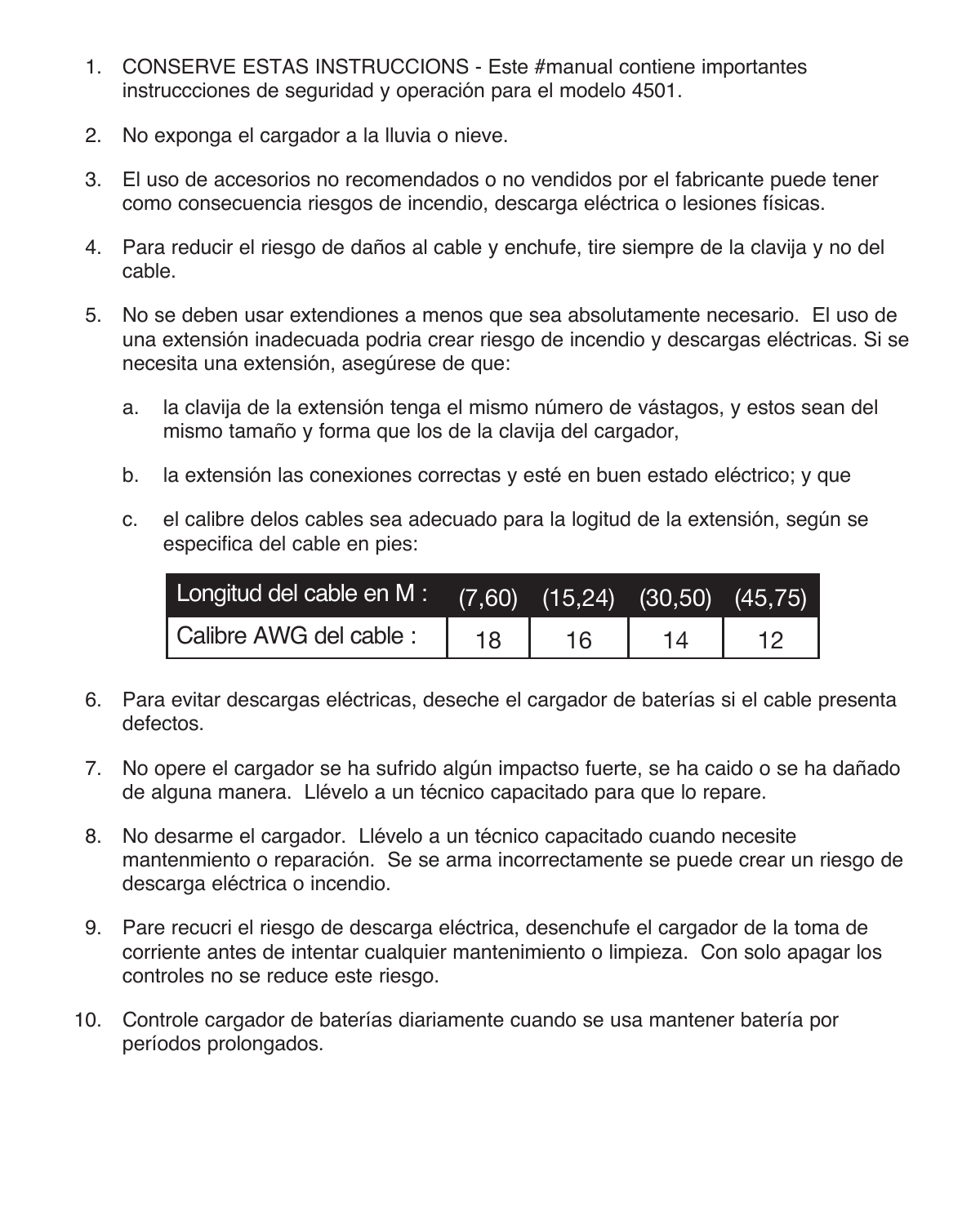1. CONSERVE ESTAS INSTRUCCIONS - Este #manual contiene importantes instruccciones de seguridad y operación para el modelo 4501.

2. No exponga el cargador a la lluvia o nieve.

3. El uso de accesorios no recomendados o no vendidos por el fabricante puede tener como consecuencia riesgos de incendio, descarga eléctrica o lesiones físicas.

4. Para reducir el riesgo de daños al cable y enchufe, tire siempre de la clavija y no del cable.

5. No se deben usar extendiones a menos que sea absolutamente necesario. El uso de una extensión inadecuada podria crear riesgo de incendio y descargas eléctricas. Si se necesita una extensión, asegúrese de que:

   a. la clavija de la extensión tenga el mismo número de vástagos, y estos sean del mismo tamaño y forma que los de la clavija del cargador,

   b. la extensión las conexiones correctas y esté en buen estado eléctrico; y que

   c. el calibre delos cables sea adecuado para la logitud de la extensión, según se especifica del cable en pies:

| Longitud del cable en M : | (7,60) | (15,24) | (30,50) | (45,75) |
|---|---|---|---|---|
| Calibre AWG del cable : | 18 | 16 | 14 | 12 |

6. Para evitar descargas eléctricas, deseche el cargador de baterías si el cable presenta defectos.

7. No opere el cargador se ha sufrido algún impactso fuerte, se ha caido o se ha dañado de alguna manera. Llévelo a un técnico capacitado para que lo repare.

8. No desarme el cargador. Llévelo a un técnico capacitado cuando necesite mantenmiento o reparación. Se se arma incorrectamente se puede crear un riesgo de descarga eléctrica o incendio.

9. Pare recucri el riesgo de descarga eléctrica, desenchufe el cargador de la toma de corriente antes de intentar cualquier mantenimiento o limpieza. Con solo apagar los controles no se reduce este riesgo.

10. Controle cargador de baterías diariamente cuando se usa mantener batería por períodos prolongados.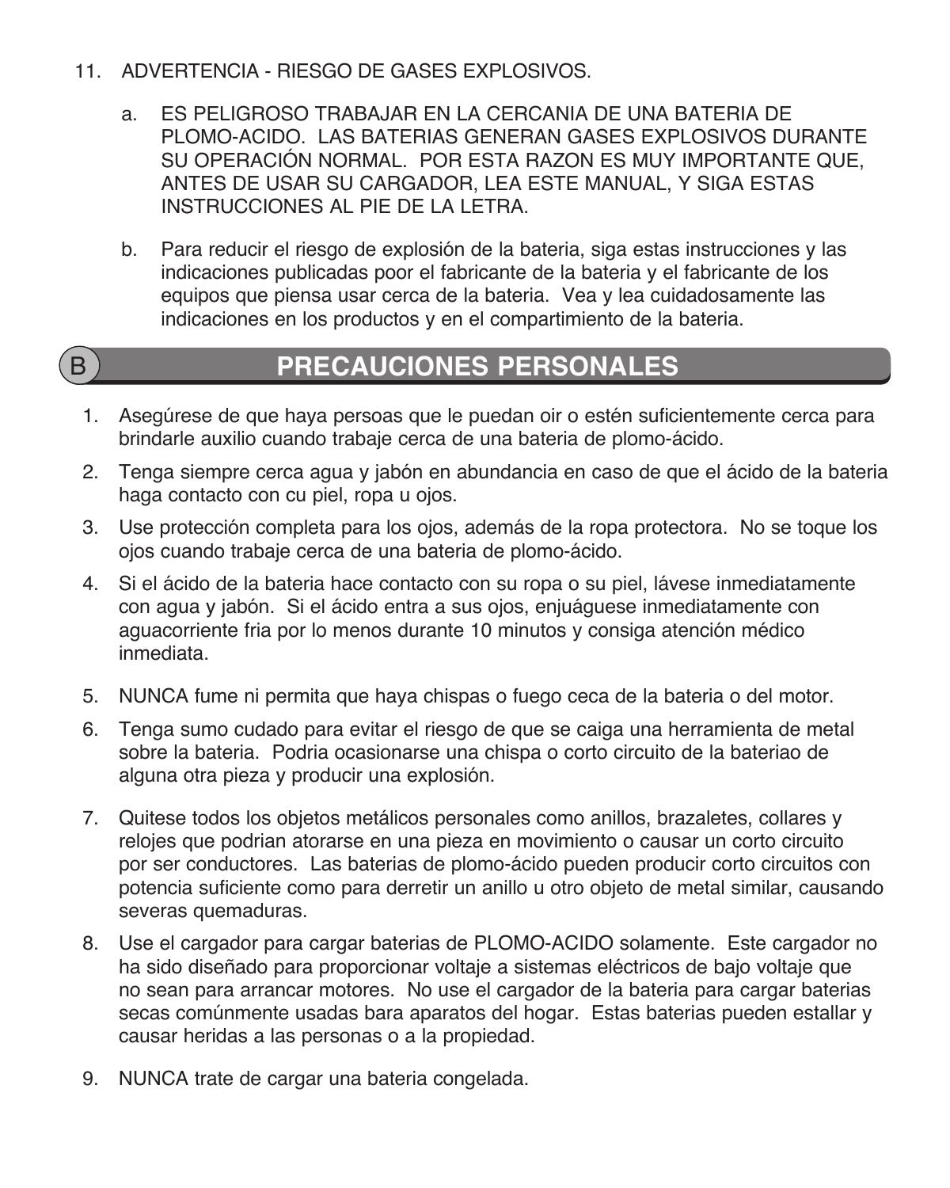11. ADVERTENCIA - RIESGO DE GASES EXPLOSIVOS.

    a. ES PELIGROSO TRABAJAR EN LA CERCANIA DE UNA BATERIA DE PLOMO-ACIDO. LAS BATERIAS GENERAN GASES EXPLOSIVOS DURANTE SU OPERACIÓN NORMAL. POR ESTA RAZON ES MUY IMPORTANTE QUE, ANTES DE USAR SU CARGADOR, LEA ESTE MANUAL, Y SIGA ESTAS INSTRUCCIONES AL PIE DE LA LETRA.

    b. Para reducir el riesgo de explosión de la bateria, siga estas instrucciones y las indicaciones publicadas poor el fabricante de la bateria y el fabricante de los equipos que piensa usar cerca de la bateria. Vea y lea cuidadosamente las indicaciones en los productos y en el compartimiento de la bateria.

## B PRECAUCIONES PERSONALES

1. Asegúrese de que haya persoas que le puedan oir o estén suficientemente cerca para brindarle auxilio cuando trabaje cerca de una bateria de plomo-ácido.
2. Tenga siempre cerca agua y jabón en abundancia en caso de que el ácido de la bateria haga contacto con cu piel, ropa u ojos.
3. Use protección completa para los ojos, además de la ropa protectora. No se toque los ojos cuando trabaje cerca de una bateria de plomo-ácido.
4. Si el ácido de la bateria hace contacto con su ropa o su piel, lávese inmediatamente con agua y jabón. Si el ácido entra a sus ojos, enjuáguese inmediatamente con aguacorriente fria por lo menos durante 10 minutos y consiga atención médico inmediata.
5. NUNCA fume ni permita que haya chispas o fuego ceca de la bateria o del motor.
6. Tenga sumo cudado para evitar el riesgo de que se caiga una herramienta de metal sobre la bateria. Podria ocasionarse una chispa o corto circuito de la bateriao de alguna otra pieza y producir una explosión.
7. Quitese todos los objetos metálicos personales como anillos, brazaletes, collares y relojes que podrian atorarse en una pieza en movimiento o causar un corto circuito por ser conductores. Las baterias de plomo-ácido pueden producir corto circuitos con potencia suficiente como para derretir un anillo u otro objeto de metal similar, causando severas quemaduras.
8. Use el cargador para cargar baterias de PLOMO-ACIDO solamente. Este cargador no ha sido diseñado para proporcionar voltaje a sistemas eléctricos de bajo voltaje que no sean para arrancar motores. No use el cargador de la bateria para cargar baterias secas comúnmente usadas bara aparatos del hogar. Estas baterias pueden estallar y causar heridas a las personas o a la propiedad.
9. NUNCA trate de cargar una bateria congelada.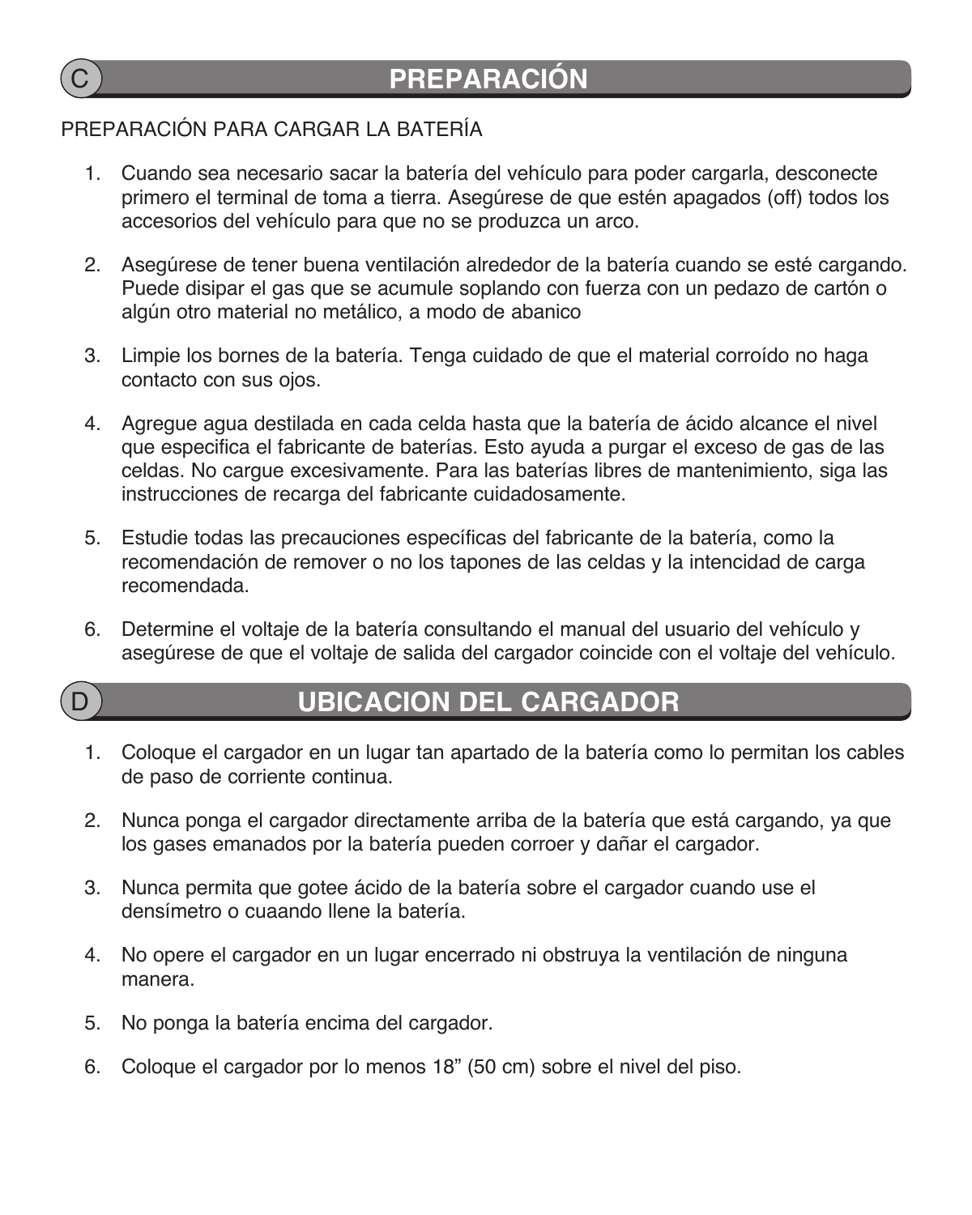## C PREPARACIÓN

PREPARACIÓN PARA CARGAR LA BATERÍA

1. Cuando sea necesario sacar la batería del vehículo para poder cargarla, desconecte primero el terminal de toma a tierra. Asegúrese de que estén apagados (off) todos los accesorios del vehículo para que no se produzca un arco.

2. Asegúrese de tener buena ventilación alrededor de la batería cuando se esté cargando. Puede disipar el gas que se acumule soplando con fuerza con un pedazo de cartón o algún otro material no metálico, a modo de abanico

3. Limpie los bornes de la batería. Tenga cuidado de que el material corroído no haga contacto con sus ojos.

4. Agregue agua destilada en cada celda hasta que la batería de ácido alcance el nivel que especifica el fabricante de baterías. Esto ayuda a purgar el exceso de gas de las celdas. No cargue excesivamente. Para las baterías libres de mantenimiento, siga las instrucciones de recarga del fabricante cuidadosamente.

5. Estudie todas las precauciones específicas del fabricante de la batería, como la recomendación de remover o no los tapones de las celdas y la intencidad de carga recomendada.

6. Determine el voltaje de la batería consultando el manual del usuario del vehículo y asegúrese de que el voltaje de salida del cargador coincide con el voltaje del vehículo.

## D UBICACION DEL CARGADOR

1. Coloque el cargador en un lugar tan apartado de la batería como lo permitan los cables de paso de corriente continua.

2. Nunca ponga el cargador directamente arriba de la batería que está cargando, ya que los gases emanados por la batería pueden corroer y dañar el cargador.

3. Nunca permita que gotee ácido de la batería sobre el cargador cuando use el densímetro o cuaando llene la batería.

4. No opere el cargador en un lugar encerrado ni obstruya la ventilación de ninguna manera.

5. No ponga la batería encima del cargador.

6. Coloque el cargador por lo menos 18” (50 cm) sobre el nivel del piso.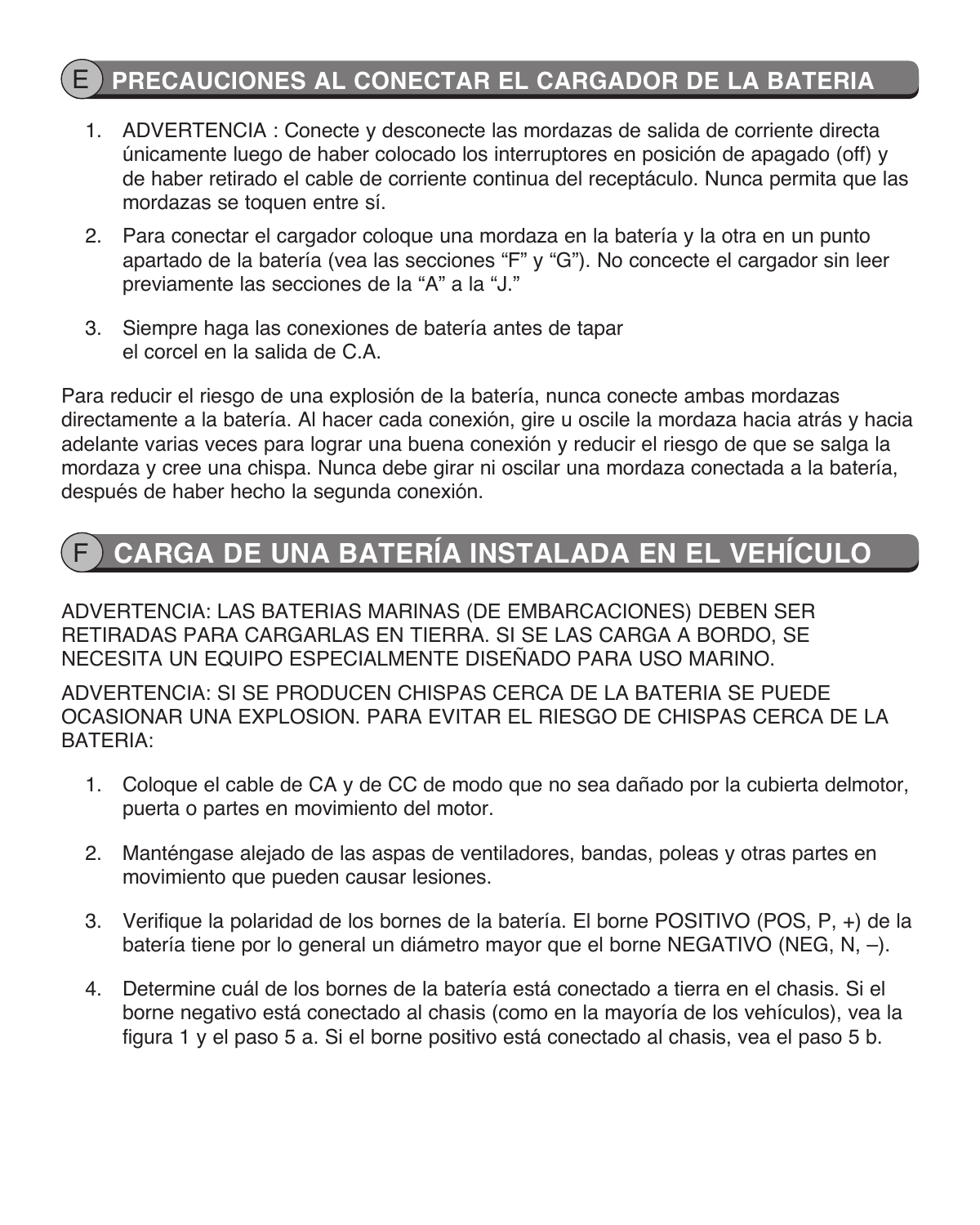## E PRECAUCIONES AL CONECTAR EL CARGADOR DE LA BATERIA

1. ADVERTENCIA : Conecte y desconecte las mordazas de salida de corriente directa únicamente luego de haber colocado los interruptores en posición de apagado (off) y de haber retirado el cable de corriente continua del receptáculo. Nunca permita que las mordazas se toquen entre sí.
2. Para conectar el cargador coloque una mordaza en la batería y la otra en un punto apartado de la batería (vea las secciones “F” y “G”). No concecte el cargador sin leer previamente las secciones de la “A” a la “J.”
3. Siempre haga las conexiones de batería antes de tapar el corcel en la salida de C.A.

Para reducir el riesgo de una explosión de la batería, nunca conecte ambas mordazas directamente a la batería. Al hacer cada conexión, gire u oscile la mordaza hacia atrás y hacia adelante varias veces para lograr una buena conexión y reducir el riesgo de que se salga la mordaza y cree una chispa. Nunca debe girar ni oscilar una mordaza conectada a la batería, después de haber hecho la segunda conexión.

## F CARGA DE UNA BATERÍA INSTALADA EN EL VEHÍCULO

ADVERTENCIA: LAS BATERIAS MARINAS (DE EMBARCACIONES) DEBEN SER RETIRADAS PARA CARGARLAS EN TIERRA. SI SE LAS CARGA A BORDO, SE NECESITA UN EQUIPO ESPECIALMENTE DISEÑADO PARA USO MARINO.

ADVERTENCIA: SI SE PRODUCEN CHISPAS CERCA DE LA BATERIA SE PUEDE OCASIONAR UNA EXPLOSION. PARA EVITAR EL RIESGO DE CHISPAS CERCA DE LA BATERIA:

1. Coloque el cable de CA y de CC de modo que no sea dañado por la cubierta delmotor, puerta o partes en movimiento del motor.
2. Manténgase alejado de las aspas de ventiladores, bandas, poleas y otras partes en movimiento que pueden causar lesiones.
3. Verifique la polaridad de los bornes de la batería. El borne POSITIVO (POS, P, +) de la batería tiene por lo general un diámetro mayor que el borne NEGATIVO (NEG, N, –).
4. Determine cuál de los bornes de la batería está conectado a tierra en el chasis. Si el borne negativo está conectado al chasis (como en la mayoría de los vehículos), vea la figura 1 y el paso 5 a. Si el borne positivo está conectado al chasis, vea el paso 5 b.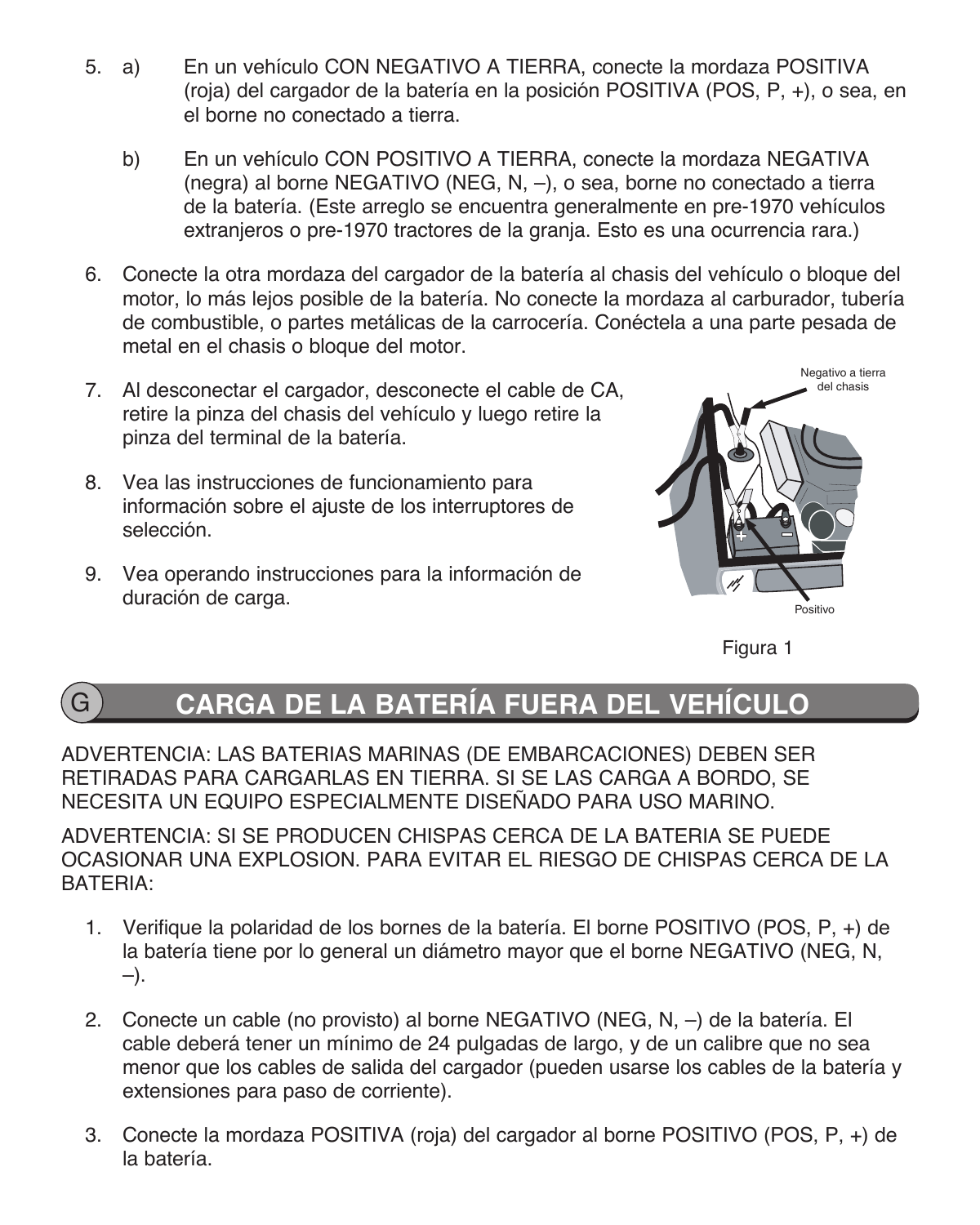5. a) En un vehículo CON NEGATIVO A TIERRA, conecte la mordaza POSITIVA (roja) del cargador de la batería en la posición POSITIVA (POS, P, +), o sea, en el borne no conectado a tierra.

   b) En un vehículo CON POSITIVO A TIERRA, conecte la mordaza NEGATIVA (negra) al borne NEGATIVO (NEG, N, –), o sea, borne no conectado a tierra de la batería. (Este arreglo se encuentra generalmente en pre-1970 vehículos extranjeros o pre-1970 tractores de la granja. Esto es una ocurrencia rara.)

6. Conecte la otra mordaza del cargador de la batería al chasis del vehículo o bloque del motor, lo más lejos posible de la batería. No conecte la mordaza al carburador, tubería de combustible, o partes metálicas de la carrocería. Conéctela a una parte pesada de metal en el chasis o bloque del motor.

7. Al desconectar el cargador, desconecte el cable de CA, retire la pinza del chasis del vehículo y luego retire la pinza del terminal de la batería.

8. Vea las instrucciones de funcionamiento para información sobre el ajuste de los interruptores de selección.

9. Vea operando instrucciones para la información de duración de carga.

Negativo a tierra del chasis

Positivo

Figura 1

## G CARGA DE LA BATERÍA FUERA DEL VEHÍCULO

ADVERTENCIA: LAS BATERIAS MARINAS (DE EMBARCACIONES) DEBEN SER RETIRADAS PARA CARGARLAS EN TIERRA. SI SE LAS CARGA A BORDO, SE NECESITA UN EQUIPO ESPECIALMENTE DISEÑADO PARA USO MARINO.

ADVERTENCIA: SI SE PRODUCEN CHISPAS CERCA DE LA BATERIA SE PUEDE OCASIONAR UNA EXPLOSION. PARA EVITAR EL RIESGO DE CHISPAS CERCA DE LA BATERIA:

1. Verifique la polaridad de los bornes de la batería. El borne POSITIVO (POS, P, +) de la batería tiene por lo general un diámetro mayor que el borne NEGATIVO (NEG, N, –).

2. Conecte un cable (no provisto) al borne NEGATIVO (NEG, N, –) de la batería. El cable deberá tener un mínimo de 24 pulgadas de largo, y de un calibre que no sea menor que los cables de salida del cargador (pueden usarse los cables de la batería y extensiones para paso de corriente).

3. Conecte la mordaza POSITIVA (roja) del cargador al borne POSITIVO (POS, P, +) de la batería.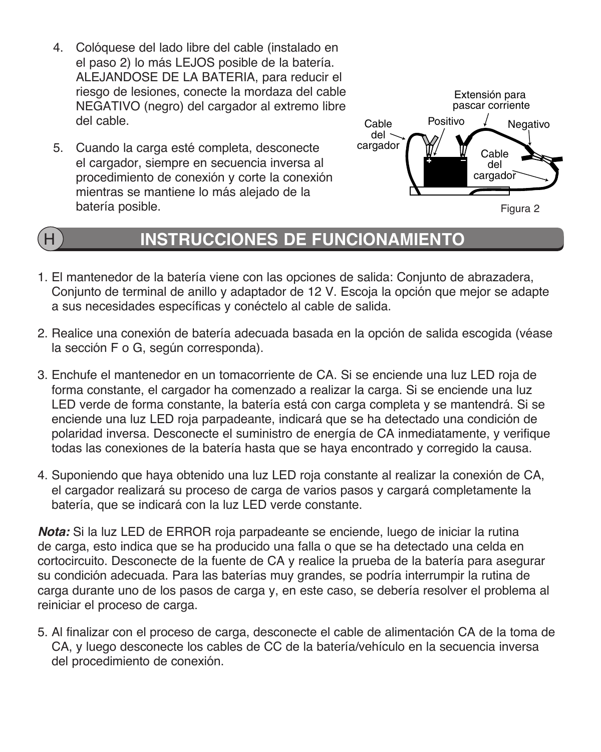4. Colóquese del lado libre del cable (instalado en el paso 2) lo más LEJOS posible de la batería. ALEJANDOSE DE LA BATERIA, para reducir el riesgo de lesiones, conecte la mordaza del cable NEGATIVO (negro) del cargador al extremo libre del cable.

5. Cuando la carga esté completa, desconecte el cargador, siempre en secuencia inversa al procedimiento de conexión y corte la conexión mientras se mantiene lo más alejado de la batería posible.

Extensión para pascar corriente

Cable del cargador

Positivo

Negativo

Cable del cargador

Figura 2

## H INSTRUCCIONES DE FUNCIONAMIENTO

1. El mantenedor de la batería viene con las opciones de salida: Conjunto de abrazadera, Conjunto de terminal de anillo y adaptador de 12 V. Escoja la opción que mejor se adapte a sus necesidades específicas y conéctelo al cable de salida.

2. Realice una conexión de batería adecuada basada en la opción de salida escogida (véase la sección F o G, según corresponda).

3. Enchufe el mantenedor en un tomacorriente de CA. Si se enciende una luz LED roja de forma constante, el cargador ha comenzado a realizar la carga. Si se enciende una luz LED verde de forma constante, la batería está con carga completa y se mantendrá. Si se enciende una luz LED roja parpadeante, indicará que se ha detectado una condición de polaridad inversa. Desconecte el suministro de energía de CA inmediatamente, y verifique todas las conexiones de la batería hasta que se haya encontrado y corregido la causa.

4. Suponiendo que haya obtenido una luz LED roja constante al realizar la conexión de CA, el cargador realizará su proceso de carga de varios pasos y cargará completamente la batería, que se indicará con la luz LED verde constante.

***Nota:*** Si la luz LED de ERROR roja parpadeante se enciende, luego de iniciar la rutina de carga, esto indica que se ha producido una falla o que se ha detectado una celda en cortocircuito. Desconecte de la fuente de CA y realice la prueba de la batería para asegurar su condición adecuada. Para las baterías muy grandes, se podría interrumpir la rutina de carga durante uno de los pasos de carga y, en este caso, se debería resolver el problema al reiniciar el proceso de carga.

5. Al finalizar con el proceso de carga, desconecte el cable de alimentación CA de la toma de CA, y luego desconecte los cables de CC de la batería/vehículo en la secuencia inversa del procedimiento de conexión.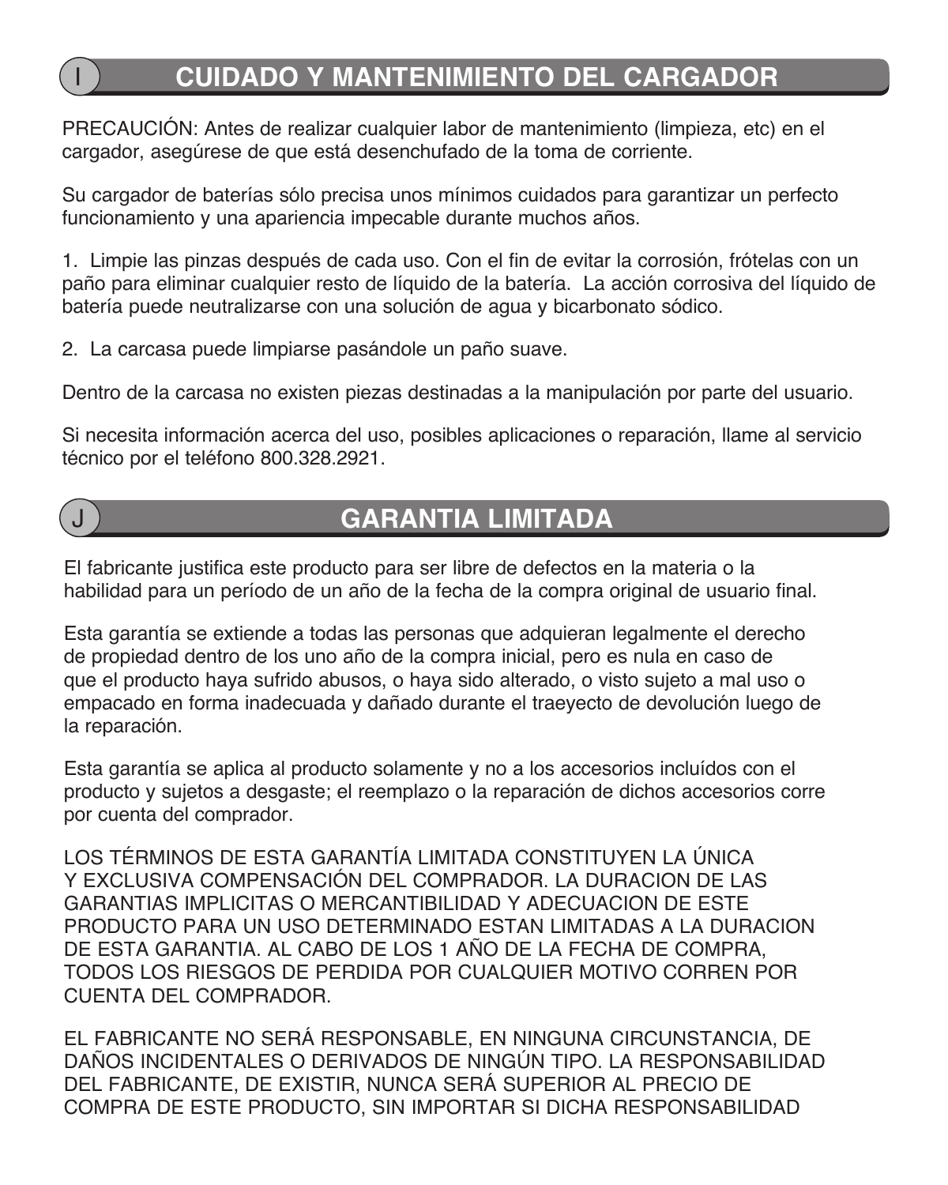## I CUIDADO Y MANTENIMIENTO DEL CARGADOR

PRECAUCIÓN: Antes de realizar cualquier labor de mantenimiento (limpieza, etc) en el cargador, asegúrese de que está desenchufado de la toma de corriente.

Su cargador de baterías sólo precisa unos mínimos cuidados para garantizar un perfecto funcionamiento y una apariencia impecable durante muchos años.

1. Limpie las pinzas después de cada uso. Con el fin de evitar la corrosión, frótelas con un paño para eliminar cualquier resto de líquido de la batería. La acción corrosiva del líquido de batería puede neutralizarse con una solución de agua y bicarbonato sódico.

2. La carcasa puede limpiarse pasándole un paño suave.

Dentro de la carcasa no existen piezas destinadas a la manipulación por parte del usuario.

Si necesita información acerca del uso, posibles aplicaciones o reparación, llame al servicio técnico por el teléfono 800.328.2921.

## J GARANTIA LIMITADA

El fabricante justifica este producto para ser libre de defectos en la materia o la habilidad para un período de un año de la fecha de la compra original de usuario final.

Esta garantía se extiende a todas las personas que adquieran legalmente el derecho de propiedad dentro de los uno año de la compra inicial, pero es nula en caso de que el producto haya sufrido abusos, o haya sido alterado, o visto sujeto a mal uso o empacado en forma inadecuada y dañado durante el traeyecto de devolución luego de la reparación.

Esta garantía se aplica al producto solamente y no a los accesorios incluídos con el producto y sujetos a desgaste; el reemplazo o la reparación de dichos accesorios corre por cuenta del comprador.

LOS TÉRMINOS DE ESTA GARANTÍA LIMITADA CONSTITUYEN LA ÚNICA Y EXCLUSIVA COMPENSACIÓN DEL COMPRADOR. LA DURACION DE LAS GARANTIAS IMPLICITAS O MERCANTIBILIDAD Y ADECUACION DE ESTE PRODUCTO PARA UN USO DETERMINADO ESTAN LIMITADAS A LA DURACION DE ESTA GARANTIA. AL CABO DE LOS 1 AÑO DE LA FECHA DE COMPRA, TODOS LOS RIESGOS DE PERDIDA POR CUALQUIER MOTIVO CORREN POR CUENTA DEL COMPRADOR.

EL FABRICANTE NO SERÁ RESPONSABLE, EN NINGUNA CIRCUNSTANCIA, DE DAÑOS INCIDENTALES O DERIVADOS DE NINGÚN TIPO. LA RESPONSABILIDAD DEL FABRICANTE, DE EXISTIR, NUNCA SERÁ SUPERIOR AL PRECIO DE COMPRA DE ESTE PRODUCTO, SIN IMPORTAR SI DICHA RESPONSABILIDAD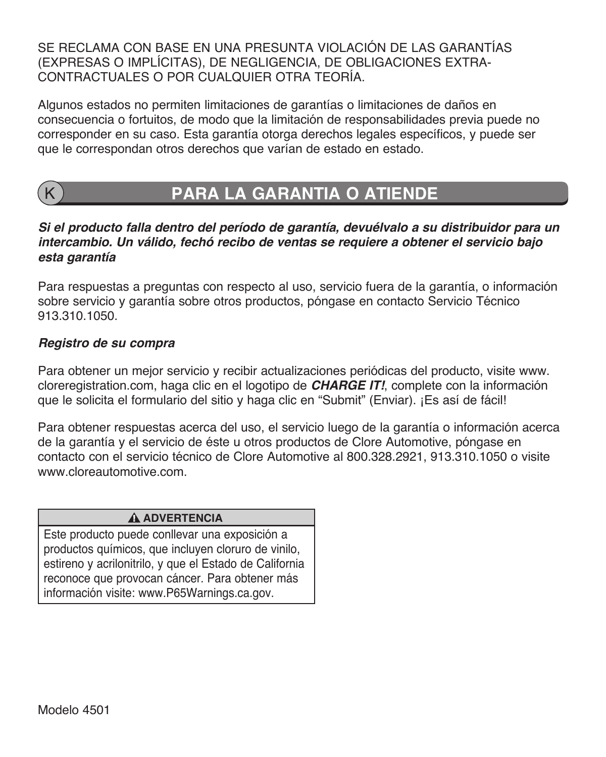SE RECLAMA CON BASE EN UNA PRESUNTA VIOLACIÓN DE LAS GARANTÍAS (EXPRESAS O IMPLÍCITAS), DE NEGLIGENCIA, DE OBLIGACIONES EXTRA-CONTRACTUALES O POR CUALQUIER OTRA TEORÍA.

Algunos estados no permiten limitaciones de garantías o limitaciones de daños en consecuencia o fortuitos, de modo que la limitación de responsabilidades previa puede no corresponder en su caso. Esta garantía otorga derechos legales específicos, y puede ser que le correspondan otros derechos que varían de estado en estado.

## K PARA LA GARANTIA O ATIENDE

***Si el producto falla dentro del período de garantía, devuélvalo a su distribuidor para un intercambio. Un válido, fechó recibo de ventas se requiere a obtener el servicio bajo esta garantía***

Para respuestas a preguntas con respecto al uso, servicio fuera de la garantía, o información sobre servicio y garantía sobre otros productos, póngase en contacto Servicio Técnico 913.310.1050.

***Registro de su compra***

Para obtener un mejor servicio y recibir actualizaciones periódicas del producto, visite www.cloreregistration.com, haga clic en el logotipo de ***CHARGE IT!***, complete con la información que le solicita el formulario del sitio y haga clic en “Submit” (Enviar). ¡Es así de fácil!

Para obtener respuestas acerca del uso, el servicio luego de la garantía o información acerca de la garantía y el servicio de éste u otros productos de Clore Automotive, póngase en contacto con el servicio técnico de Clore Automotive al 800.328.2921, 913.310.1050 o visite www.cloreautomotive.com.

**⚠ ADVERTENCIA**

Este producto puede conllevar una exposición a productos químicos, que incluyen cloruro de vinilo, estireno y acrilonitrilo, y que el Estado de California reconoce que provocan cáncer. Para obtener más información visite: www.P65Warnings.ca.gov.

Modelo 4501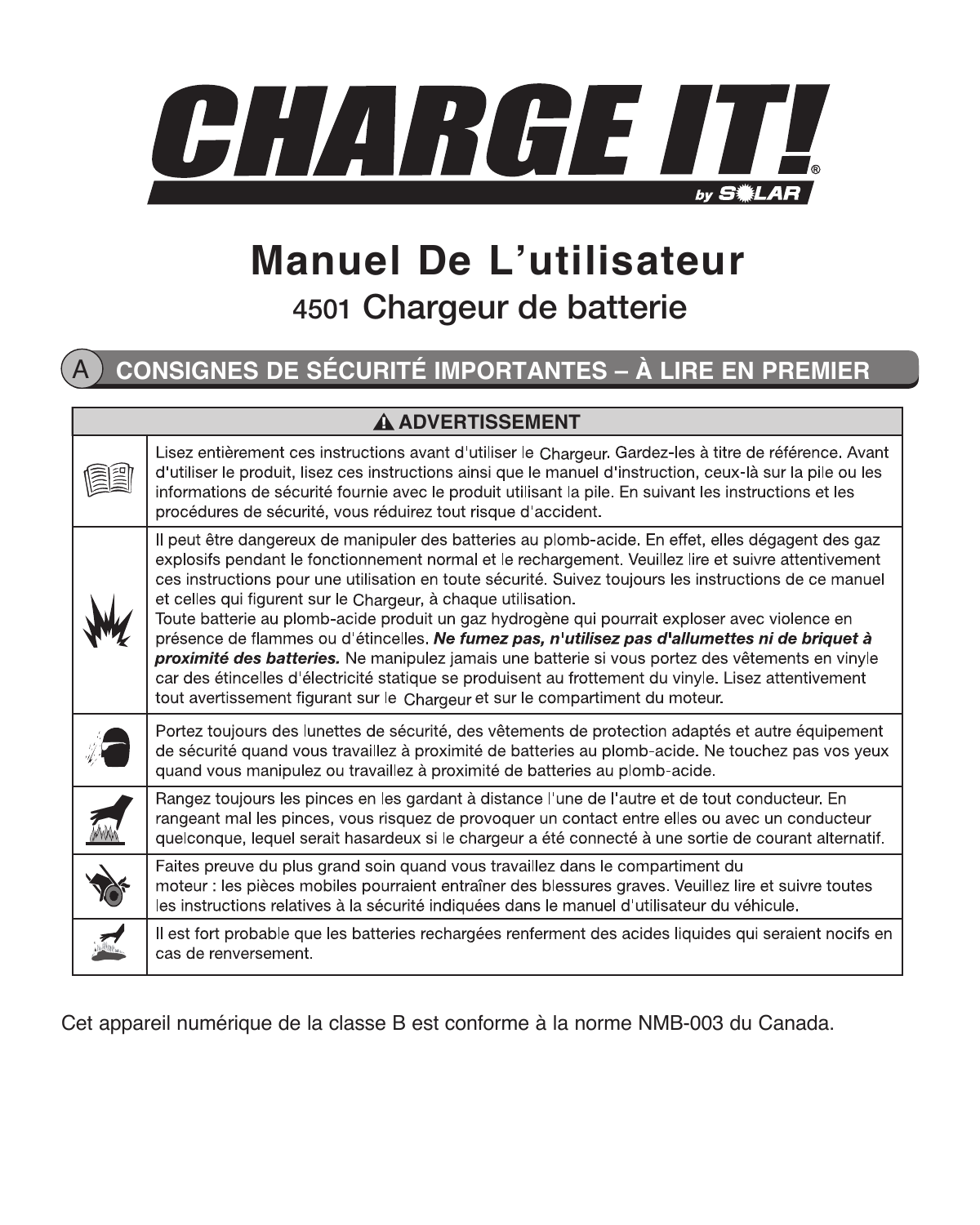# CHARGE IT!

by SOLAR

# Manuel De L'utilisateur

## 4501 Chargeur de batterie

## A CONSIGNES DE SÉCURITÉ IMPORTANTES – À LIRE EN PREMIER

| ⚠ ADVERTISSEMENT | |
|---|---|
| | Lisez entièrement ces instructions avant d'utiliser le Chargeur. Gardez-les à titre de référence. Avant d'utiliser le produit, lisez ces instructions ainsi que le manuel d'instruction, ceux-là sur la pile ou les informations de sécurité fournie avec le produit utilisant la pile. En suivant les instructions et les procédures de sécurité, vous réduirez tout risque d'accident. |
| | Il peut être dangereux de manipuler des batteries au plomb-acide. En effet, elles dégagent des gaz explosifs pendant le fonctionnement normal et le rechargement. Veuillez lire et suivre attentivement ces instructions pour une utilisation en toute sécurité. Suivez toujours les instructions de ce manuel et celles qui figurent sur le Chargeur, à chaque utilisation. Toute batterie au plomb-acide produit un gaz hydrogène qui pourrait exploser avec violence en présence de flammes ou d'étincelles. ***Ne fumez pas, n'utilisez pas d'allumettes ni de briquet à proximité des batteries.*** Ne manipulez jamais une batterie si vous portez des vêtements en vinyle car des étincelles d'électricité statique se produisent au frottement du vinyle. Lisez attentivement tout avertissement figurant sur le Chargeur et sur le compartiment du moteur. |
| | Portez toujours des lunettes de sécurité, des vêtements de protection adaptés et autre équipement de sécurité quand vous travaillez à proximité de batteries au plomb-acide. Ne touchez pas vos yeux quand vous manipulez ou travaillez à proximité de batteries au plomb-acide. |
| | Rangez toujours les pinces en les gardant à distance l'une de l'autre et de tout conducteur. En rangeant mal les pinces, vous risquez de provoquer un contact entre elles ou avec un conducteur quelconque, lequel serait hasardeux si le chargeur a été connecté à une sortie de courant alternatif. |
| | Faites preuve du plus grand soin quand vous travaillez dans le compartiment du moteur : les pièces mobiles pourraient entraîner des blessures graves. Veuillez lire et suivre toutes les instructions relatives à la sécurité indiquées dans le manuel d'utilisateur du véhicule. |
| | Il est fort probable que les batteries rechargées renferment des acides liquides qui seraient nocifs en cas de renversement. |

Cet appareil numérique de la classe B est conforme à la norme NMB-003 du Canada.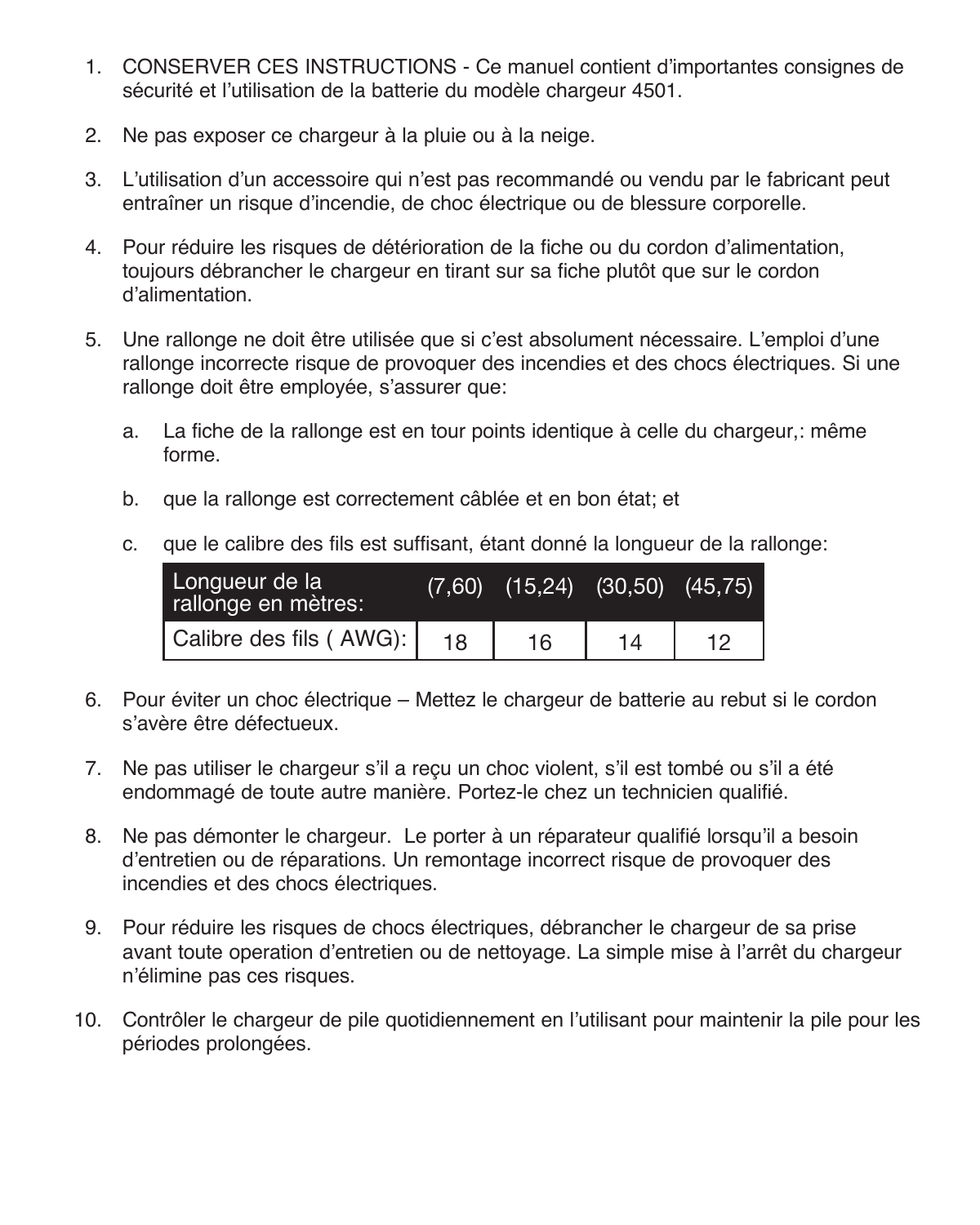1. CONSERVER CES INSTRUCTIONS - Ce manuel contient d'importantes consignes de sécurité et l'utilisation de la batterie du modèle chargeur 4501.

2. Ne pas exposer ce chargeur à la pluie ou à la neige.

3. L'utilisation d'un accessoire qui n'est pas recommandé ou vendu par le fabricant peut entraîner un risque d'incendie, de choc électrique ou de blessure corporelle.

4. Pour réduire les risques de détérioration de la fiche ou du cordon d'alimentation, toujours débrancher le chargeur en tirant sur sa fiche plutôt que sur le cordon d'alimentation.

5. Une rallonge ne doit être utilisée que si c'est absolument nécessaire. L'emploi d'une rallonge incorrecte risque de provoquer des incendies et des chocs électriques. Si une rallonge doit être employée, s'assurer que:

   a. La fiche de la rallonge est en tour points identique à celle du chargeur,: même forme.

   b. que la rallonge est correctement câblée et en bon état; et

   c. que le calibre des fils est suffisant, étant donné la longueur de la rallonge:

| Longueur de la rallonge en mètres: | (7,60) | (15,24) | (30,50) | (45,75) |
|---|---|---|---|---|
| Calibre des fils ( AWG): | 18 | 16 | 14 | 12 |

6. Pour éviter un choc électrique – Mettez le chargeur de batterie au rebut si le cordon s'avère être défectueux.

7. Ne pas utiliser le chargeur s'il a reçu un choc violent, s'il est tombé ou s'il a été endommagé de toute autre manière. Portez-le chez un technicien qualifié.

8. Ne pas démonter le chargeur.  Le porter à un réparateur qualifié lorsqu'il a besoin d'entretien ou de réparations. Un remontage incorrect risque de provoquer des incendies et des chocs électriques.

9. Pour réduire les risques de chocs électriques, débrancher le chargeur de sa prise avant toute operation d'entretien ou de nettoyage. La simple mise à l'arrêt du chargeur n'élimine pas ces risques.

10. Contrôler le chargeur de pile quotidiennement en l'utilisant pour maintenir la pile pour les périodes prolongées.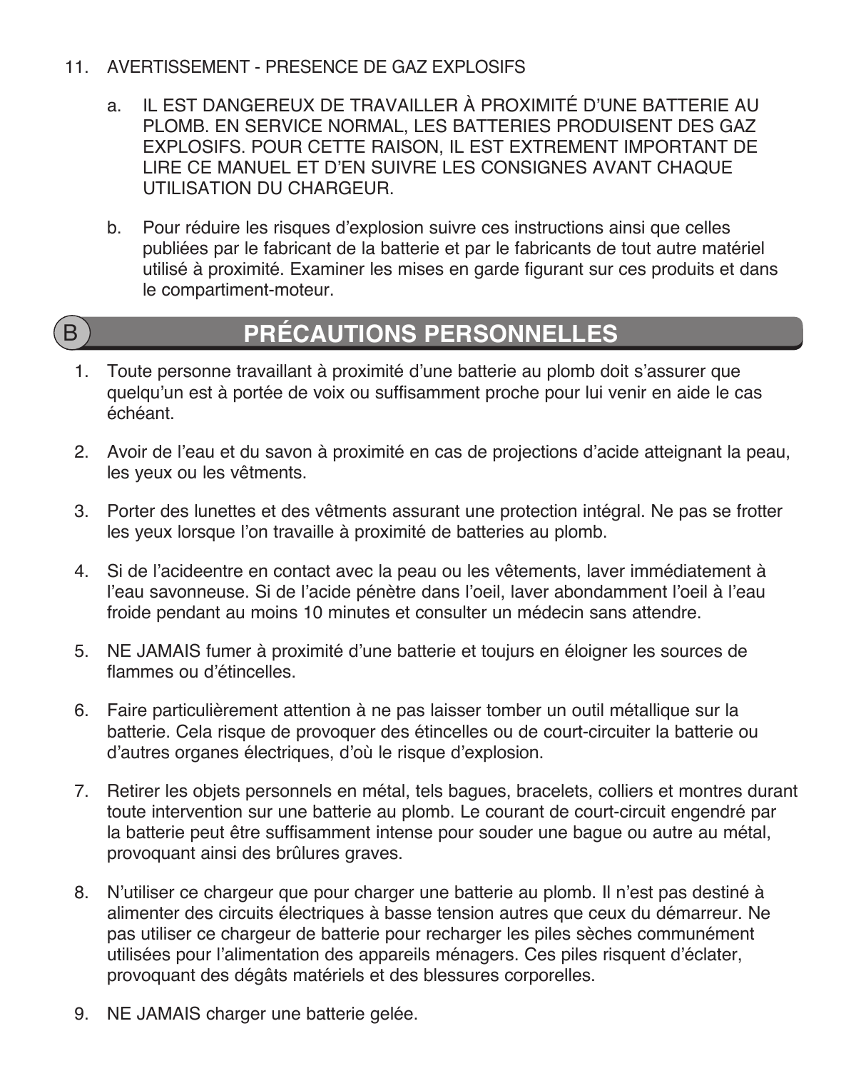11. AVERTISSEMENT - PRESENCE DE GAZ EXPLOSIFS

    a. IL EST DANGEREUX DE TRAVAILLER À PROXIMITÉ D'UNE BATTERIE AU PLOMB. EN SERVICE NORMAL, LES BATTERIES PRODUISENT DES GAZ EXPLOSIFS. POUR CETTE RAISON, IL EST EXTREMENT IMPORTANT DE LIRE CE MANUEL ET D'EN SUIVRE LES CONSIGNES AVANT CHAQUE UTILISATION DU CHARGEUR.

    b. Pour réduire les risques d'explosion suivre ces instructions ainsi que celles publiées par le fabricant de la batterie et par le fabricants de tout autre matériel utilisé à proximité. Examiner les mises en garde figurant sur ces produits et dans le compartiment-moteur.

## B PRÉCAUTIONS PERSONNELLES

1. Toute personne travaillant à proximité d'une batterie au plomb doit s'assurer que quelqu'un est à portée de voix ou suffisamment proche pour lui venir en aide le cas échéant.

2. Avoir de l'eau et du savon à proximité en cas de projections d'acide atteignant la peau, les yeux ou les vêtments.

3. Porter des lunettes et des vêtments assurant une protection intégral. Ne pas se frotter les yeux lorsque l'on travaille à proximité de batteries au plomb.

4. Si de l'acideentre en contact avec la peau ou les vêtements, laver immédiatement à l'eau savonneuse. Si de l'acide pénètre dans l'oeil, laver abondamment l'oeil à l'eau froide pendant au moins 10 minutes et consulter un médecin sans attendre.

5. NE JAMAIS fumer à proximité d'une batterie et toujurs en éloigner les sources de flammes ou d'étincelles.

6. Faire particulièrement attention à ne pas laisser tomber un outil métallique sur la batterie. Cela risque de provoquer des étincelles ou de court-circuiter la batterie ou d'autres organes électriques, d'où le risque d'explosion.

7. Retirer les objets personnels en métal, tels bagues, bracelets, colliers et montres durant toute intervention sur une batterie au plomb. Le courant de court-circuit engendré par la batterie peut être suffisamment intense pour souder une bague ou autre au métal, provoquant ainsi des brûlures graves.

8. N'utiliser ce chargeur que pour charger une batterie au plomb. Il n'est pas destiné à alimenter des circuits électriques à basse tension autres que ceux du démarreur. Ne pas utiliser ce chargeur de batterie pour recharger les piles sèches communément utilisées pour l'alimentation des appareils ménagers. Ces piles risquent d'éclater, provoquant des dégâts matériels et des blessures corporelles.

9. NE JAMAIS charger une batterie gelée.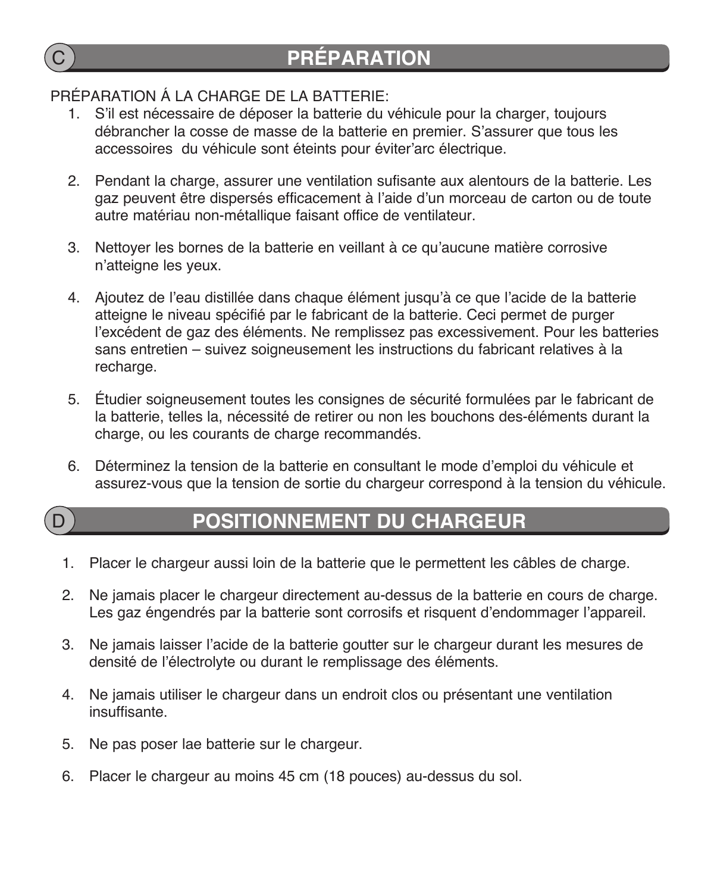## C PRÉPARATION

PRÉPARATION Á LA CHARGE DE LA BATTERIE:

1. S'il est nécessaire de déposer la batterie du véhicule pour la charger, toujours débrancher la cosse de masse de la batterie en premier. S'assurer que tous les accessoires du véhicule sont éteints pour éviter'arc électrique.

2. Pendant la charge, assurer une ventilation sufisante aux alentours de la batterie. Les gaz peuvent être dispersés efficacement à l'aide d'un morceau de carton ou de toute autre matériau non-métallique faisant office de ventilateur.

3. Nettoyer les bornes de la batterie en veillant à ce qu'aucune matière corrosive n'atteigne les yeux.

4. Ajoutez de l'eau distillée dans chaque élément jusqu'à ce que l'acide de la batterie atteigne le niveau spécifié par le fabricant de la batterie. Ceci permet de purger l'excédent de gaz des éléments. Ne remplissez pas excessivement. Pour les batteries sans entretien – suivez soigneusement les instructions du fabricant relatives à la recharge.

5. Étudier soigneusement toutes les consignes de sécurité formulées par le fabricant de la batterie, telles la, nécessité de retirer ou non les bouchons des-éléments durant la charge, ou les courants de charge recommandés.

6. Déterminez la tension de la batterie en consultant le mode d'emploi du véhicule et assurez-vous que la tension de sortie du chargeur correspond à la tension du véhicule.

## D POSITIONNEMENT DU CHARGEUR

1. Placer le chargeur aussi loin de la batterie que le permettent les câbles de charge.

2. Ne jamais placer le chargeur directement au-dessus de la batterie en cours de charge. Les gaz éngendrés par la batterie sont corrosifs et risquent d'endommager l'appareil.

3. Ne jamais laisser l'acide de la batterie goutter sur le chargeur durant les mesures de densité de l'électrolyte ou durant le remplissage des éléments.

4. Ne jamais utiliser le chargeur dans un endroit clos ou présentant une ventilation insuffisante.

5. Ne pas poser lae batterie sur le chargeur.

6. Placer le chargeur au moins 45 cm (18 pouces) au-dessus du sol.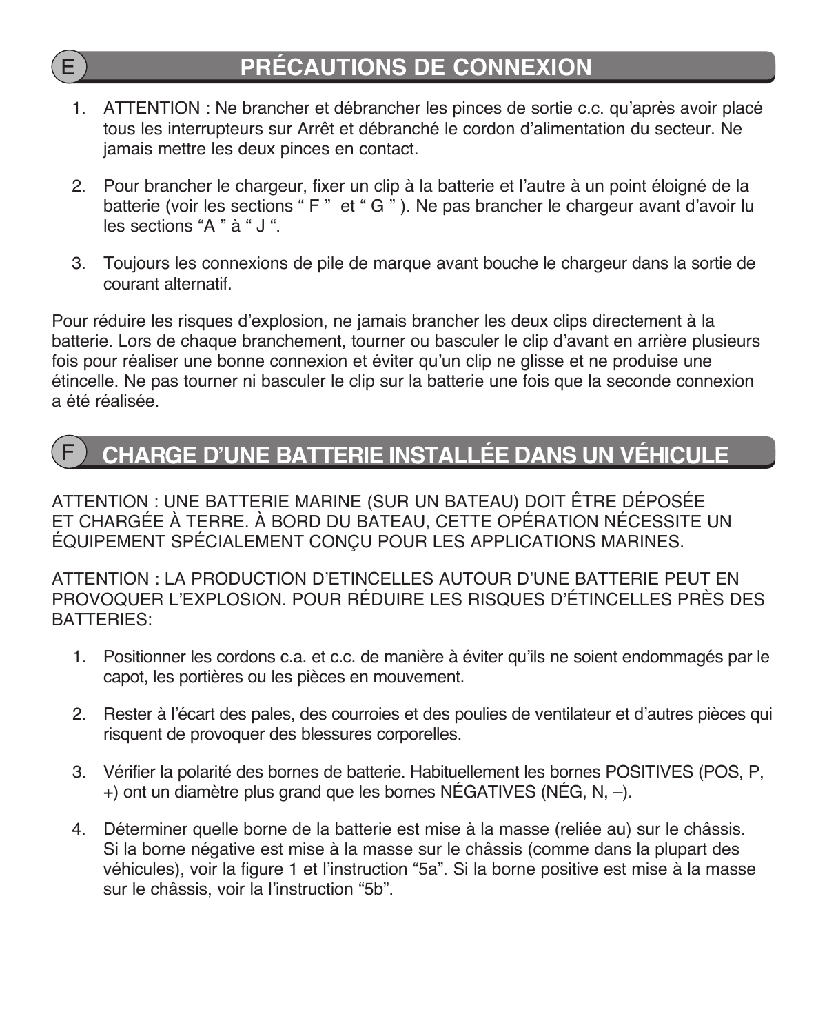## E PRÉCAUTIONS DE CONNEXION

1. ATTENTION : Ne brancher et débrancher les pinces de sortie c.c. qu'après avoir placé tous les interrupteurs sur Arrêt et débranché le cordon d'alimentation du secteur. Ne jamais mettre les deux pinces en contact.

2. Pour brancher le chargeur, fixer un clip à la batterie et l'autre à un point éloigné de la batterie (voir les sections " F " et " G " ). Ne pas brancher le chargeur avant d'avoir lu les sections "A " à " J ".

3. Toujours les connexions de pile de marque avant bouche le chargeur dans la sortie de courant alternatif.

Pour réduire les risques d'explosion, ne jamais brancher les deux clips directement à la batterie. Lors de chaque branchement, tourner ou basculer le clip d'avant en arrière plusieurs fois pour réaliser une bonne connexion et éviter qu'un clip ne glisse et ne produise une étincelle. Ne pas tourner ni basculer le clip sur la batterie une fois que la seconde connexion a été réalisée.

## F CHARGE D'UNE BATTERIE INSTALLÉE DANS UN VÉHICULE

ATTENTION : UNE BATTERIE MARINE (SUR UN BATEAU) DOIT ÊTRE DÉPOSÉE ET CHARGÉE À TERRE. À BORD DU BATEAU, CETTE OPÉRATION NÉCESSITE UN ÉQUIPEMENT SPÉCIALEMENT CONÇU POUR LES APPLICATIONS MARINES.

ATTENTION : LA PRODUCTION D'ETINCELLES AUTOUR D'UNE BATTERIE PEUT EN PROVOQUER L'EXPLOSION. POUR RÉDUIRE LES RISQUES D'ÉTINCELLES PRÈS DES BATTERIES:

1. Positionner les cordons c.a. et c.c. de manière à éviter qu'ils ne soient endommagés par le capot, les portières ou les pièces en mouvement.

2. Rester à l'écart des pales, des courroies et des poulies de ventilateur et d'autres pièces qui risquent de provoquer des blessures corporelles.

3. Vérifier la polarité des bornes de batterie. Habituellement les bornes POSITIVES (POS, P, +) ont un diamètre plus grand que les bornes NÉGATIVES (NÉG, N, –).

4. Déterminer quelle borne de la batterie est mise à la masse (reliée au) sur le châssis. Si la borne négative est mise à la masse sur le châssis (comme dans la plupart des véhicules), voir la figure 1 et l'instruction "5a". Si la borne positive est mise à la masse sur le châssis, voir la l'instruction "5b".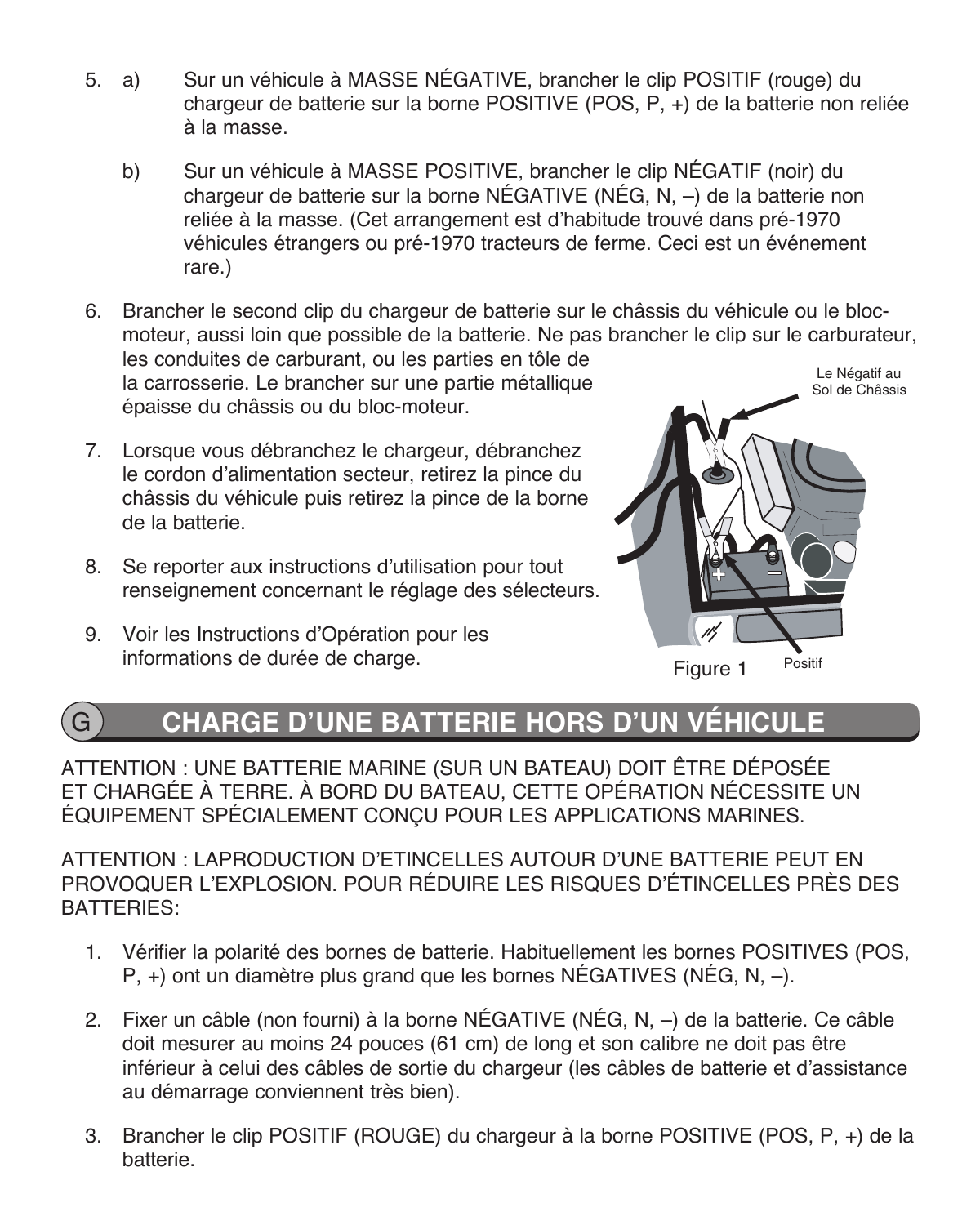5. a) Sur un véhicule à MASSE NÉGATIVE, brancher le clip POSITIF (rouge) du chargeur de batterie sur la borne POSITIVE (POS, P, +) de la batterie non reliée à la masse.

   b) Sur un véhicule à MASSE POSITIVE, brancher le clip NÉGATIF (noir) du chargeur de batterie sur la borne NÉGATIVE (NÉG, N, –) de la batterie non reliée à la masse. (Cet arrangement est d'habitude trouvé dans pré-1970 véhicules étrangers ou pré-1970 tracteurs de ferme. Ceci est un événement rare.)

6. Brancher le second clip du chargeur de batterie sur le châssis du véhicule ou le bloc-moteur, aussi loin que possible de la batterie. Ne pas brancher le clip sur le carburateur, les conduites de carburant, ou les parties en tôle de la carrosserie. Le brancher sur une partie métallique épaisse du châssis ou du bloc-moteur.

7. Lorsque vous débranchez le chargeur, débranchez le cordon d'alimentation secteur, retirez la pince du châssis du véhicule puis retirez la pince de la borne de la batterie.

8. Se reporter aux instructions d'utilisation pour tout renseignement concernant le réglage des sélecteurs.

9. Voir les Instructions d'Opération pour les informations de durée de charge.

Le Négatif au Sol de Châssis

Positif

Figure 1

## G CHARGE D'UNE BATTERIE HORS D'UN VÉHICULE

ATTENTION : UNE BATTERIE MARINE (SUR UN BATEAU) DOIT ÊTRE DÉPOSÉE ET CHARGÉE À TERRE. À BORD DU BATEAU, CETTE OPÉRATION NÉCESSITE UN ÉQUIPEMENT SPÉCIALEMENT CONÇU POUR LES APPLICATIONS MARINES.

ATTENTION : LAPRODUCTION D'ETINCELLES AUTOUR D'UNE BATTERIE PEUT EN PROVOQUER L'EXPLOSION. POUR RÉDUIRE LES RISQUES D'ÉTINCELLES PRÈS DES BATTERIES:

1. Vérifier la polarité des bornes de batterie. Habituellement les bornes POSITIVES (POS, P, +) ont un diamètre plus grand que les bornes NÉGATIVES (NÉG, N, –).

2. Fixer un câble (non fourni) à la borne NÉGATIVE (NÉG, N, –) de la batterie. Ce câble doit mesurer au moins 24 pouces (61 cm) de long et son calibre ne doit pas être inférieur à celui des câbles de sortie du chargeur (les câbles de batterie et d'assistance au démarrage conviennent très bien).

3. Brancher le clip POSITIF (ROUGE) du chargeur à la borne POSITIVE (POS, P, +) de la batterie.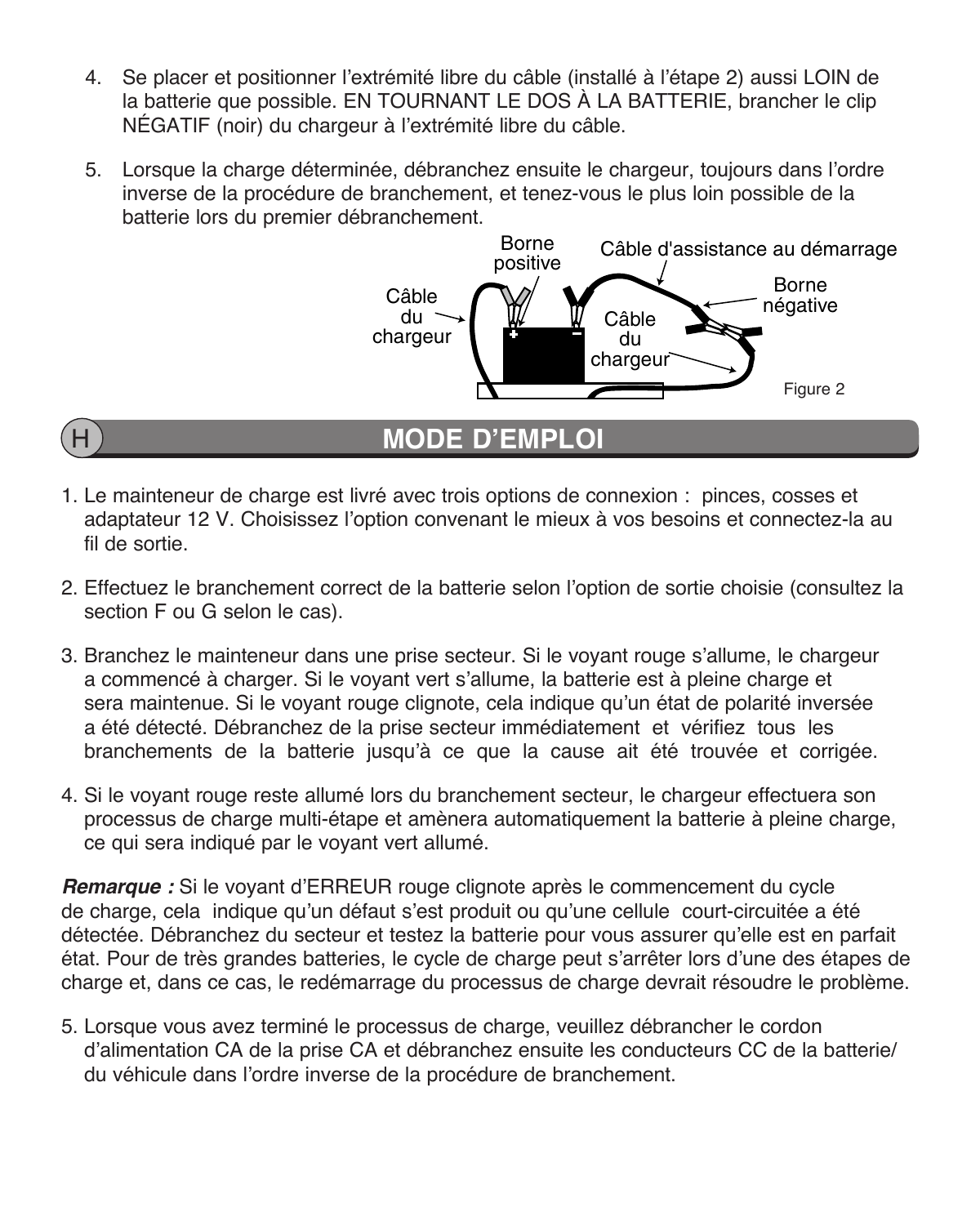4. Se placer et positionner l'extrémité libre du câble (installé à l'étape 2) aussi LOIN de la batterie que possible. EN TOURNANT LE DOS À LA BATTERIE, brancher le clip NÉGATIF (noir) du chargeur à l'extrémité libre du câble.

5. Lorsque la charge déterminée, débranchez ensuite le chargeur, toujours dans l'ordre inverse de la procédure de branchement, et tenez-vous le plus loin possible de la batterie lors du premier débranchement.

Borne positive

Câble d'assistance au démarrage

Borne négative

Câble du chargeur

Câble du chargeur

Figure 2

## H MODE D'EMPLOI

1. Le mainteneur de charge est livré avec trois options de connexion : pinces, cosses et adaptateur 12 V. Choisissez l'option convenant le mieux à vos besoins et connectez-la au fil de sortie.

2. Effectuez le branchement correct de la batterie selon l'option de sortie choisie (consultez la section F ou G selon le cas).

3. Branchez le mainteneur dans une prise secteur. Si le voyant rouge s'allume, le chargeur a commencé à charger. Si le voyant vert s'allume, la batterie est à pleine charge et sera maintenue. Si le voyant rouge clignote, cela indique qu'un état de polarité inversée a été détecté. Débranchez de la prise secteur immédiatement et vérifiez tous les branchements de la batterie jusqu'à ce que la cause ait été trouvée et corrigée.

4. Si le voyant rouge reste allumé lors du branchement secteur, le chargeur effectuera son processus de charge multi-étape et amènera automatiquement la batterie à pleine charge, ce qui sera indiqué par le voyant vert allumé.

***Remarque :*** Si le voyant d'ERREUR rouge clignote après le commencement du cycle de charge, cela indique qu'un défaut s'est produit ou qu'une cellule court-circuitée a été détectée. Débranchez du secteur et testez la batterie pour vous assurer qu'elle est en parfait état. Pour de très grandes batteries, le cycle de charge peut s'arrêter lors d'une des étapes de charge et, dans ce cas, le redémarrage du processus de charge devrait résoudre le problème.

5. Lorsque vous avez terminé le processus de charge, veuillez débrancher le cordon d'alimentation CA de la prise CA et débranchez ensuite les conducteurs CC de la batterie/du véhicule dans l'ordre inverse de la procédure de branchement.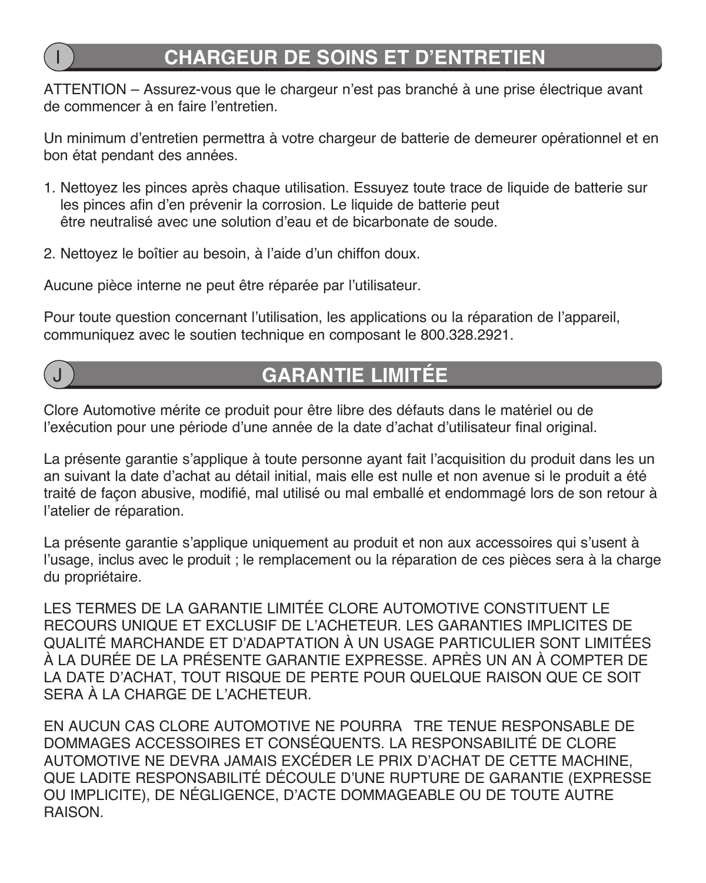## I CHARGEUR DE SOINS ET D'ENTRETIEN

ATTENTION – Assurez-vous que le chargeur n'est pas branché à une prise électrique avant de commencer à en faire l'entretien.

Un minimum d'entretien permettra à votre chargeur de batterie de demeurer opérationnel et en bon état pendant des années.

1. Nettoyez les pinces après chaque utilisation. Essuyez toute trace de liquide de batterie sur les pinces afin d'en prévenir la corrosion. Le liquide de batterie peut être neutralisé avec une solution d'eau et de bicarbonate de soude.

2. Nettoyez le boîtier au besoin, à l'aide d'un chiffon doux.

Aucune pièce interne ne peut être réparée par l'utilisateur.

Pour toute question concernant l'utilisation, les applications ou la réparation de l'appareil, communiquez avec le soutien technique en composant le 800.328.2921.

## J GARANTIE LIMITÉE

Clore Automotive mérite ce produit pour être libre des défauts dans le matériel ou de l'exécution pour une période d'une année de la date d'achat d'utilisateur final original.

La présente garantie s'applique à toute personne ayant fait l'acquisition du produit dans les un an suivant la date d'achat au détail initial, mais elle est nulle et non avenue si le produit a été traité de façon abusive, modifié, mal utilisé ou mal emballé et endommagé lors de son retour à l'atelier de réparation.

La présente garantie s'applique uniquement au produit et non aux accessoires qui s'usent à l'usage, inclus avec le produit ; le remplacement ou la réparation de ces pièces sera à la charge du propriétaire.

LES TERMES DE LA GARANTIE LIMITÉE CLORE AUTOMOTIVE CONSTITUENT LE RECOURS UNIQUE ET EXCLUSIF DE L'ACHETEUR. LES GARANTIES IMPLICITES DE QUALITÉ MARCHANDE ET D'ADAPTATION À UN USAGE PARTICULIER SONT LIMITÉES À LA DURÉE DE LA PRÉSENTE GARANTIE EXPRESSE. APRÈS UN AN À COMPTER DE LA DATE D'ACHAT, TOUT RISQUE DE PERTE POUR QUELQUE RAISON QUE CE SOIT SERA À LA CHARGE DE L'ACHETEUR.

EN AUCUN CAS CLORE AUTOMOTIVE NE POURRA TRE TENUE RESPONSABLE DE DOMMAGES ACCESSOIRES ET CONSÉQUENTS. LA RESPONSABILITÉ DE CLORE AUTOMOTIVE NE DEVRA JAMAIS EXCÉDER LE PRIX D'ACHAT DE CETTE MACHINE, QUE LADITE RESPONSABILITÉ DÉCOULE D'UNE RUPTURE DE GARANTIE (EXPRESSE OU IMPLICITE), DE NÉGLIGENCE, D'ACTE DOMMAGEABLE OU DE TOUTE AUTRE RAISON.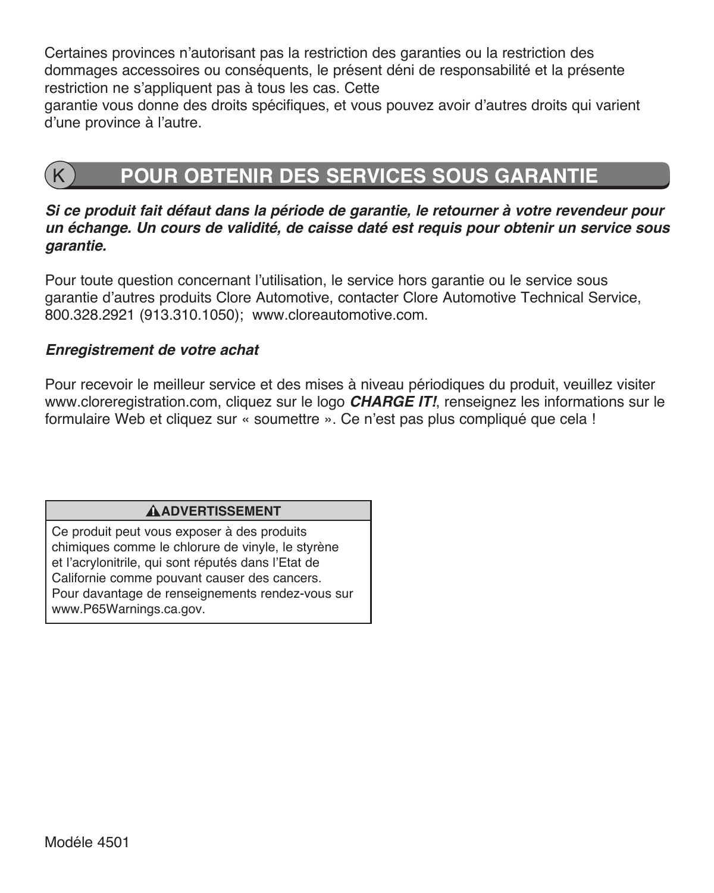Certaines provinces n'autorisant pas la restriction des garanties ou la restriction des dommages accessoires ou conséquents, le présent déni de responsabilité et la présente restriction ne s'appliquent pas à tous les cas. Cette
garantie vous donne des droits spécifiques, et vous pouvez avoir d'autres droits qui varient d'une province à l'autre.

## K POUR OBTENIR DES SERVICES SOUS GARANTIE

***Si ce produit fait défaut dans la période de garantie, le retourner à votre revendeur pour un échange. Un cours de validité, de caisse daté est requis pour obtenir un service sous garantie.***

Pour toute question concernant l'utilisation, le service hors garantie ou le service sous garantie d'autres produits Clore Automotive, contacter Clore Automotive Technical Service, 800.328.2921 (913.310.1050);  www.cloreautomotive.com.

***Enregistrement de votre achat***

Pour recevoir le meilleur service et des mises à niveau périodiques du produit, veuillez visiter www.cloreregistration.com, cliquez sur le logo ***CHARGE IT!***, renseignez les informations sur le formulaire Web et cliquez sur « soumettre ». Ce n'est pas plus compliqué que cela !

**⚠ADVERTISSEMENT**

Ce produit peut vous exposer à des produits chimiques comme le chlorure de vinyle, le styrène et l'acrylonitrile, qui sont réputés dans l'Etat de Californie comme pouvant causer des cancers. Pour davantage de renseignements rendez-vous sur www.P65Warnings.ca.gov.

Modéle 4501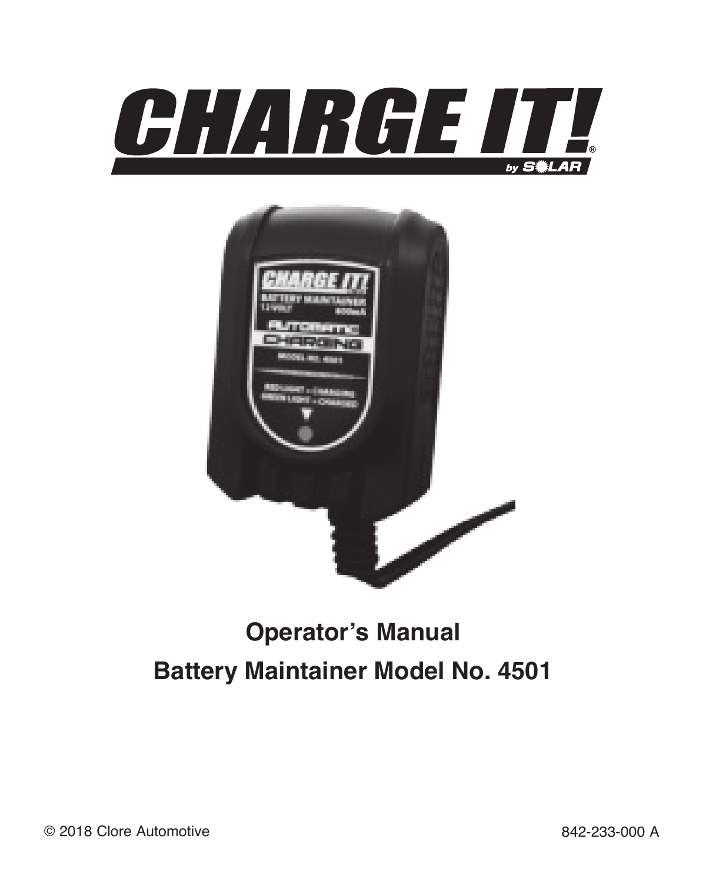# CHARGE IT!® by SOLAR

**Operator's Manual**

**Battery Maintainer Model No. 4501**

© 2018 Clore Automotive

842-233-000 A